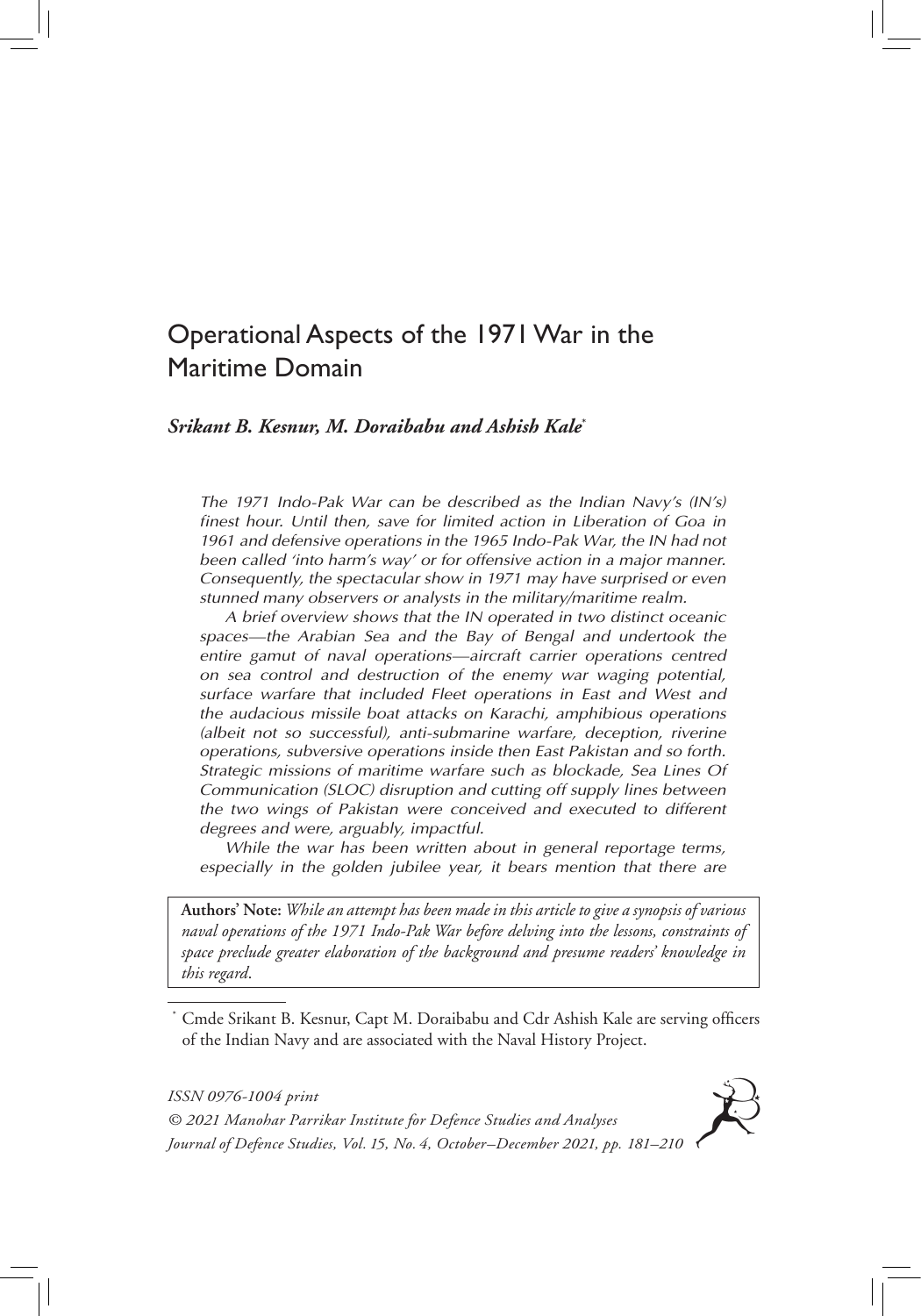# Operational Aspects of the 1971 War in the Maritime Domain

***Srikant B. Kesnur, M. Doraibabu and Ashish Kale****

*The 1971 Indo-Pak War can be described as the Indian Navy's (IN's) finest hour. Until then, save for limited action in Liberation of Goa in 1961 and defensive operations in the 1965 Indo-Pak War, the IN had not been called 'into harm's way' or for offensive action in a major manner. Consequently, the spectacular show in 1971 may have surprised or even stunned many observers or analysts in the military/maritime realm.*

*A brief overview shows that the IN operated in two distinct oceanic spaces—the Arabian Sea and the Bay of Bengal and undertook the entire gamut of naval operations—aircraft carrier operations centred on sea control and destruction of the enemy war waging potential, surface warfare that included Fleet operations in East and West and the audacious missile boat attacks on Karachi, amphibious operations (albeit not so successful), anti-submarine warfare, deception, riverine operations, subversive operations inside then East Pakistan and so forth. Strategic missions of maritime warfare such as blockade, Sea Lines Of Communication (SLOC) disruption and cutting off supply lines between the two wings of Pakistan were conceived and executed to different degrees and were, arguably, impactful.*

*While the war has been written about in general reportage terms, especially in the golden jubilee year, it bears mention that there are*

**Authors' Note:** *While an attempt has been made in this article to give a synopsis of various naval operations of the 1971 Indo-Pak War before delving into the lessons, constraints of space preclude greater elaboration of the background and presume readers' knowledge in this regard.*

\* Cmde Srikant B. Kesnur, Capt M. Doraibabu and Cdr Ashish Kale are serving officers of the Indian Navy and are associated with the Naval History Project.

*ISSN 0976-1004 print*
*© 2021 Manohar Parrikar Institute for Defence Studies and Analyses*
*Journal of Defence Studies, Vol. 15, No. 4, October–December 2021, pp. 181–210*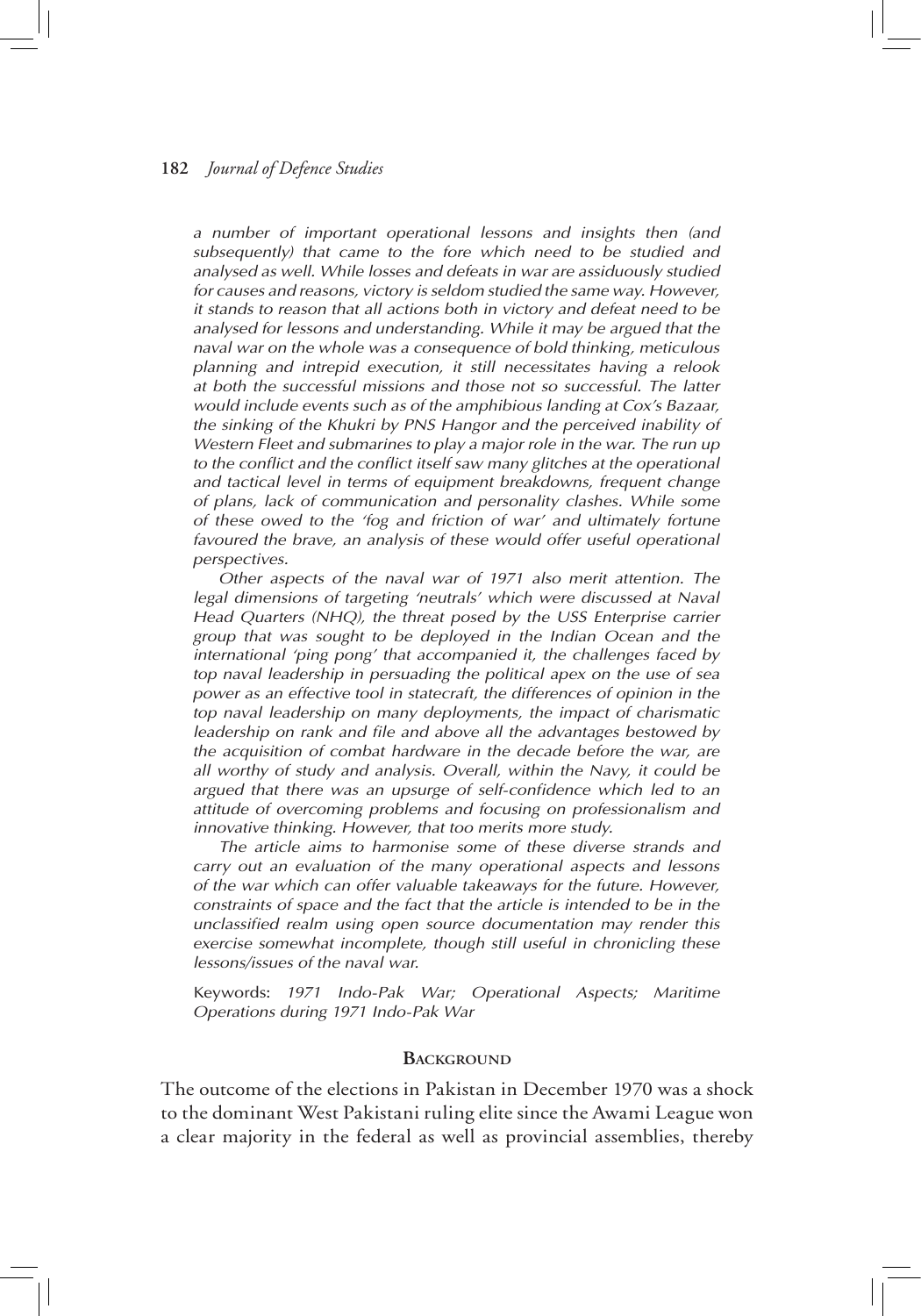*a number of important operational lessons and insights then (and subsequently) that came to the fore which need to be studied and analysed as well. While losses and defeats in war are assiduously studied for causes and reasons, victory is seldom studied the same way. However, it stands to reason that all actions both in victory and defeat need to be analysed for lessons and understanding. While it may be argued that the naval war on the whole was a consequence of bold thinking, meticulous planning and intrepid execution, it still necessitates having a relook at both the successful missions and those not so successful. The latter would include events such as of the amphibious landing at Cox's Bazaar, the sinking of the Khukri by PNS Hangor and the perceived inability of Western Fleet and submarines to play a major role in the war. The run up to the conflict and the conflict itself saw many glitches at the operational and tactical level in terms of equipment breakdowns, frequent change of plans, lack of communication and personality clashes. While some of these owed to the 'fog and friction of war' and ultimately fortune favoured the brave, an analysis of these would offer useful operational perspectives.*

*Other aspects of the naval war of 1971 also merit attention. The legal dimensions of targeting 'neutrals' which were discussed at Naval Head Quarters (NHQ), the threat posed by the USS Enterprise carrier group that was sought to be deployed in the Indian Ocean and the international 'ping pong' that accompanied it, the challenges faced by top naval leadership in persuading the political apex on the use of sea power as an effective tool in statecraft, the differences of opinion in the top naval leadership on many deployments, the impact of charismatic leadership on rank and file and above all the advantages bestowed by the acquisition of combat hardware in the decade before the war, are all worthy of study and analysis. Overall, within the Navy, it could be argued that there was an upsurge of self-confidence which led to an attitude of overcoming problems and focusing on professionalism and innovative thinking. However, that too merits more study.*

*The article aims to harmonise some of these diverse strands and carry out an evaluation of the many operational aspects and lessons of the war which can offer valuable takeaways for the future. However, constraints of space and the fact that the article is intended to be in the unclassified realm using open source documentation may render this exercise somewhat incomplete, though still useful in chronicling these lessons/issues of the naval war.*

Keywords: *1971 Indo-Pak War; Operational Aspects; Maritime Operations during 1971 Indo-Pak War*

## Background

The outcome of the elections in Pakistan in December 1970 was a shock to the dominant West Pakistani ruling elite since the Awami League won a clear majority in the federal as well as provincial assemblies, thereby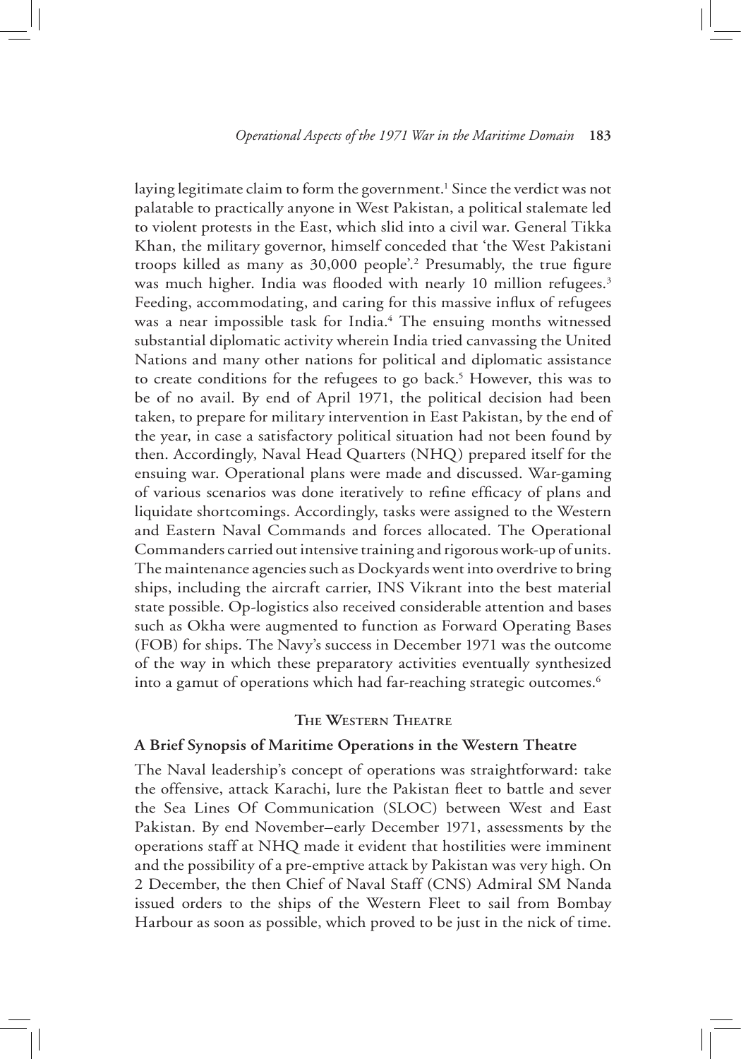laying legitimate claim to form the government.[1] Since the verdict was not palatable to practically anyone in West Pakistan, a political stalemate led to violent protests in the East, which slid into a civil war. General Tikka Khan, the military governor, himself conceded that 'the West Pakistani troops killed as many as 30,000 people'.[2] Presumably, the true figure was much higher. India was flooded with nearly 10 million refugees.[3] Feeding, accommodating, and caring for this massive influx of refugees was a near impossible task for India.[4] The ensuing months witnessed substantial diplomatic activity wherein India tried canvassing the United Nations and many other nations for political and diplomatic assistance to create conditions for the refugees to go back.[5] However, this was to be of no avail. By end of April 1971, the political decision had been taken, to prepare for military intervention in East Pakistan, by the end of the year, in case a satisfactory political situation had not been found by then. Accordingly, Naval Head Quarters (NHQ) prepared itself for the ensuing war. Operational plans were made and discussed. War-gaming of various scenarios was done iteratively to refine efficacy of plans and liquidate shortcomings. Accordingly, tasks were assigned to the Western and Eastern Naval Commands and forces allocated. The Operational Commanders carried out intensive training and rigorous work-up of units. The maintenance agencies such as Dockyards went into overdrive to bring ships, including the aircraft carrier, INS Vikrant into the best material state possible. Op-logistics also received considerable attention and bases such as Okha were augmented to function as Forward Operating Bases (FOB) for ships. The Navy's success in December 1971 was the outcome of the way in which these preparatory activities eventually synthesized into a gamut of operations which had far-reaching strategic outcomes.[6]

## The Western Theatre

### A Brief Synopsis of Maritime Operations in the Western Theatre

The Naval leadership's concept of operations was straightforward: take the offensive, attack Karachi, lure the Pakistan fleet to battle and sever the Sea Lines Of Communication (SLOC) between West and East Pakistan. By end November–early December 1971, assessments by the operations staff at NHQ made it evident that hostilities were imminent and the possibility of a pre-emptive attack by Pakistan was very high. On 2 December, the then Chief of Naval Staff (CNS) Admiral SM Nanda issued orders to the ships of the Western Fleet to sail from Bombay Harbour as soon as possible, which proved to be just in the nick of time.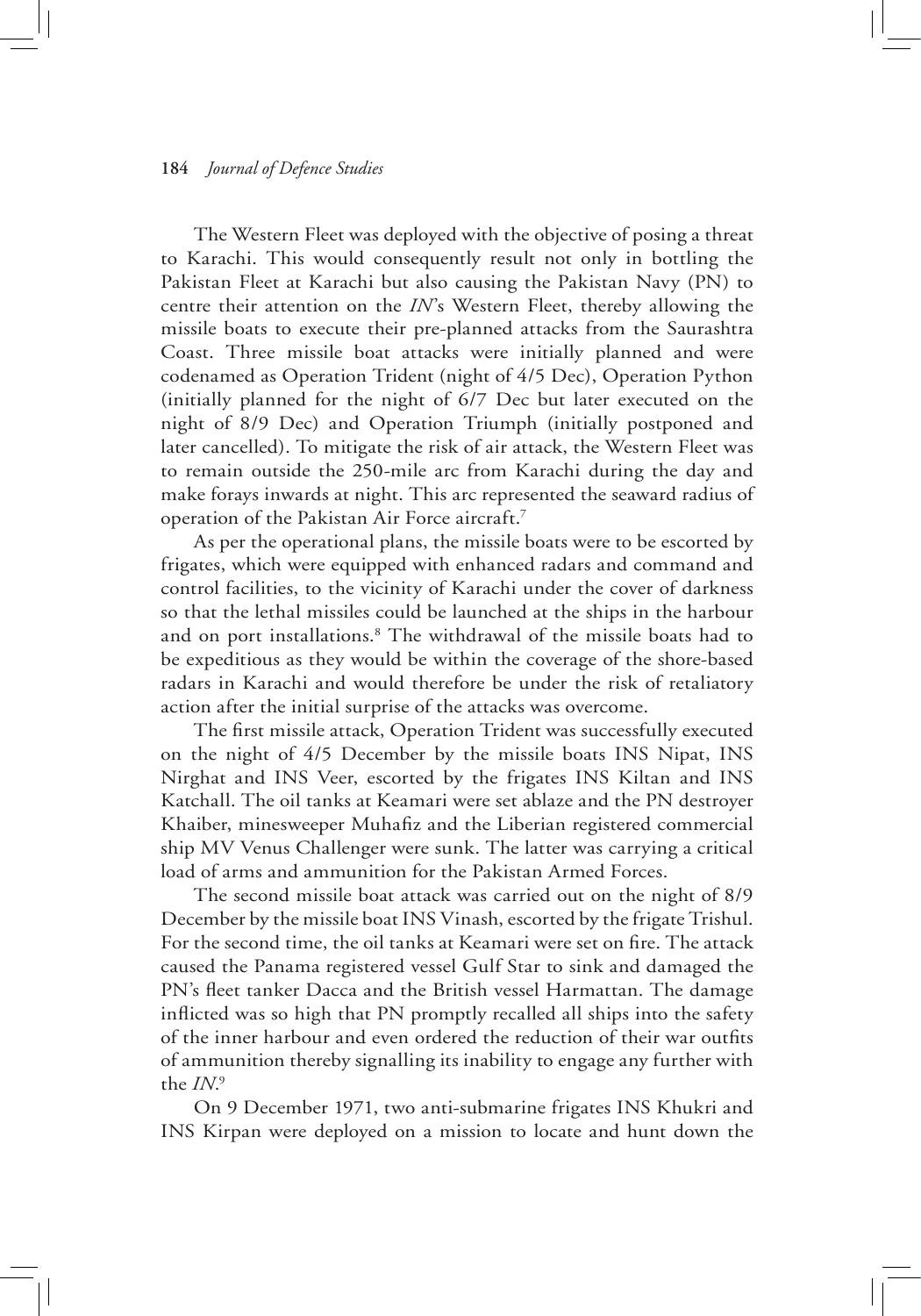The Western Fleet was deployed with the objective of posing a threat to Karachi. This would consequently result not only in bottling the Pakistan Fleet at Karachi but also causing the Pakistan Navy (PN) to centre their attention on the *IN*'s Western Fleet, thereby allowing the missile boats to execute their pre-planned attacks from the Saurashtra Coast. Three missile boat attacks were initially planned and were codenamed as Operation Trident (night of 4/5 Dec), Operation Python (initially planned for the night of 6/7 Dec but later executed on the night of 8/9 Dec) and Operation Triumph (initially postponed and later cancelled). To mitigate the risk of air attack, the Western Fleet was to remain outside the 250-mile arc from Karachi during the day and make forays inwards at night. This arc represented the seaward radius of operation of the Pakistan Air Force aircraft.[7]

As per the operational plans, the missile boats were to be escorted by frigates, which were equipped with enhanced radars and command and control facilities, to the vicinity of Karachi under the cover of darkness so that the lethal missiles could be launched at the ships in the harbour and on port installations.[8] The withdrawal of the missile boats had to be expeditious as they would be within the coverage of the shore-based radars in Karachi and would therefore be under the risk of retaliatory action after the initial surprise of the attacks was overcome.

The first missile attack, Operation Trident was successfully executed on the night of 4/5 December by the missile boats INS Nipat, INS Nirghat and INS Veer, escorted by the frigates INS Kiltan and INS Katchall. The oil tanks at Keamari were set ablaze and the PN destroyer Khaiber, minesweeper Muhafiz and the Liberian registered commercial ship MV Venus Challenger were sunk. The latter was carrying a critical load of arms and ammunition for the Pakistan Armed Forces.

The second missile boat attack was carried out on the night of 8/9 December by the missile boat INS Vinash, escorted by the frigate Trishul. For the second time, the oil tanks at Keamari were set on fire. The attack caused the Panama registered vessel Gulf Star to sink and damaged the PN's fleet tanker Dacca and the British vessel Harmattan. The damage inflicted was so high that PN promptly recalled all ships into the safety of the inner harbour and even ordered the reduction of their war outfits of ammunition thereby signalling its inability to engage any further with the *IN*.[9]

On 9 December 1971, two anti-submarine frigates INS Khukri and INS Kirpan were deployed on a mission to locate and hunt down the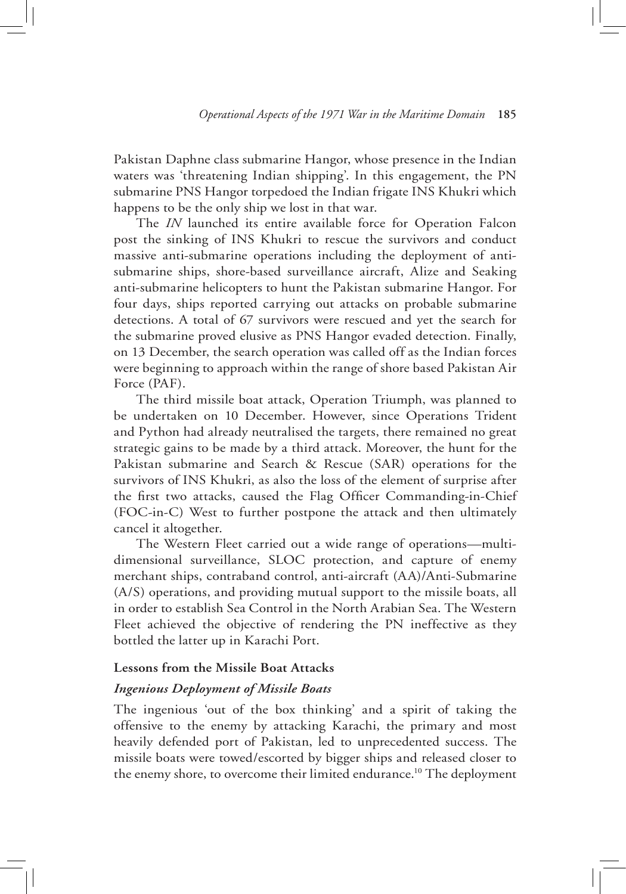Pakistan Daphne class submarine Hangor, whose presence in the Indian waters was 'threatening Indian shipping'. In this engagement, the PN submarine PNS Hangor torpedoed the Indian frigate INS Khukri which happens to be the only ship we lost in that war.

The *IN* launched its entire available force for Operation Falcon post the sinking of INS Khukri to rescue the survivors and conduct massive anti-submarine operations including the deployment of anti-submarine ships, shore-based surveillance aircraft, Alize and Seaking anti-submarine helicopters to hunt the Pakistan submarine Hangor. For four days, ships reported carrying out attacks on probable submarine detections. A total of 67 survivors were rescued and yet the search for the submarine proved elusive as PNS Hangor evaded detection. Finally, on 13 December, the search operation was called off as the Indian forces were beginning to approach within the range of shore based Pakistan Air Force (PAF).

The third missile boat attack, Operation Triumph, was planned to be undertaken on 10 December. However, since Operations Trident and Python had already neutralised the targets, there remained no great strategic gains to be made by a third attack. Moreover, the hunt for the Pakistan submarine and Search & Rescue (SAR) operations for the survivors of INS Khukri, as also the loss of the element of surprise after the first two attacks, caused the Flag Officer Commanding-in-Chief (FOC-in-C) West to further postpone the attack and then ultimately cancel it altogether.

The Western Fleet carried out a wide range of operations—multi-dimensional surveillance, SLOC protection, and capture of enemy merchant ships, contraband control, anti-aircraft (AA)/Anti-Submarine (A/S) operations, and providing mutual support to the missile boats, all in order to establish Sea Control in the North Arabian Sea. The Western Fleet achieved the objective of rendering the PN ineffective as they bottled the latter up in Karachi Port.

**Lessons from the Missile Boat Attacks**

***Ingenious Deployment of Missile Boats***

The ingenious 'out of the box thinking' and a spirit of taking the offensive to the enemy by attacking Karachi, the primary and most heavily defended port of Pakistan, led to unprecedented success. The missile boats were towed/escorted by bigger ships and released closer to the enemy shore, to overcome their limited endurance.[10] The deployment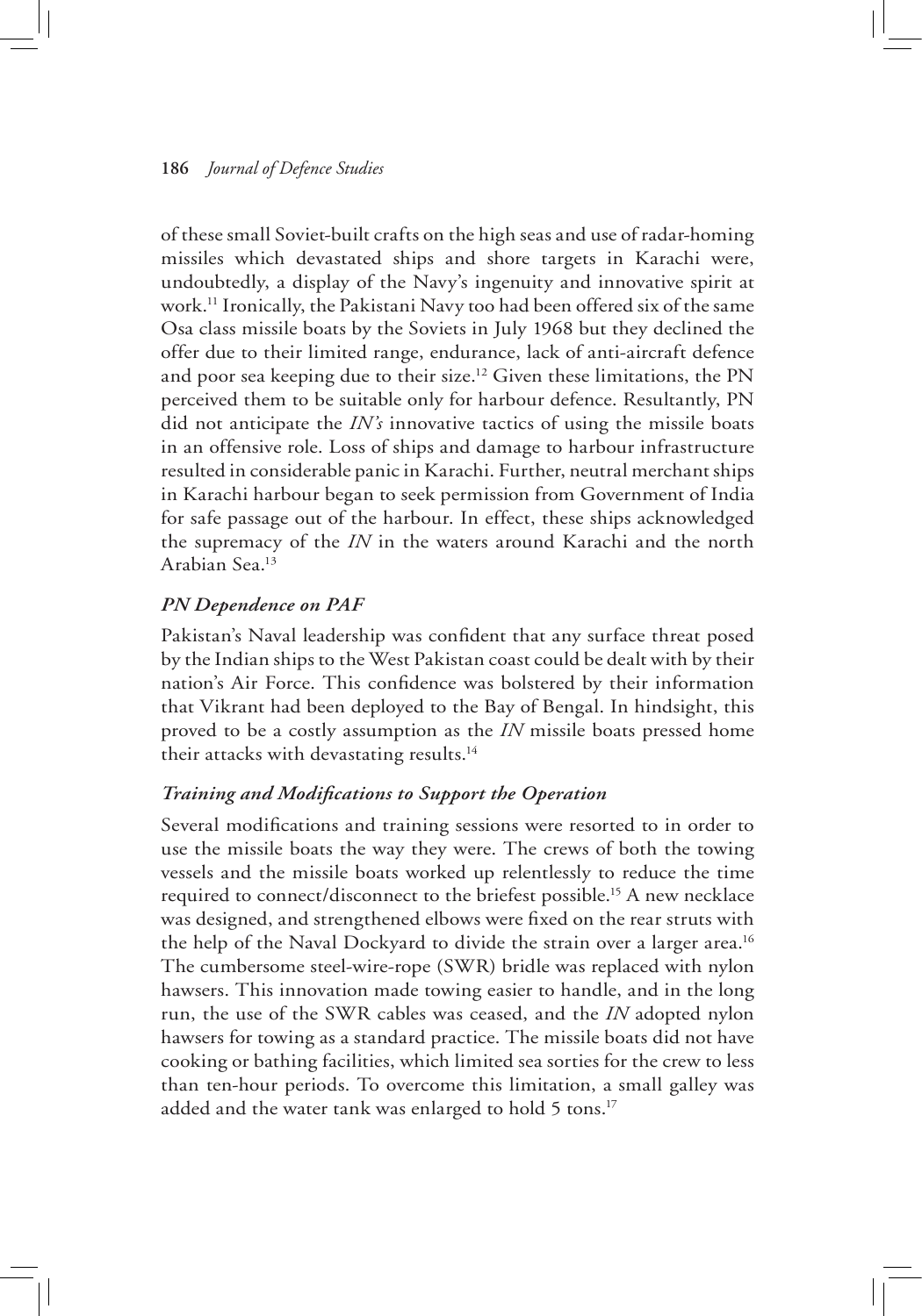of these small Soviet-built crafts on the high seas and use of radar-homing missiles which devastated ships and shore targets in Karachi were, undoubtedly, a display of the Navy's ingenuity and innovative spirit at work.[11] Ironically, the Pakistani Navy too had been offered six of the same Osa class missile boats by the Soviets in July 1968 but they declined the offer due to their limited range, endurance, lack of anti-aircraft defence and poor sea keeping due to their size.[12] Given these limitations, the PN perceived them to be suitable only for harbour defence. Resultantly, PN did not anticipate the *IN's* innovative tactics of using the missile boats in an offensive role. Loss of ships and damage to harbour infrastructure resulted in considerable panic in Karachi. Further, neutral merchant ships in Karachi harbour began to seek permission from Government of India for safe passage out of the harbour. In effect, these ships acknowledged the supremacy of the *IN* in the waters around Karachi and the north Arabian Sea.[13]

### *PN Dependence on PAF*

Pakistan's Naval leadership was confident that any surface threat posed by the Indian ships to the West Pakistan coast could be dealt with by their nation's Air Force. This confidence was bolstered by their information that Vikrant had been deployed to the Bay of Bengal. In hindsight, this proved to be a costly assumption as the *IN* missile boats pressed home their attacks with devastating results.[14]

### *Training and Modifications to Support the Operation*

Several modifications and training sessions were resorted to in order to use the missile boats the way they were. The crews of both the towing vessels and the missile boats worked up relentlessly to reduce the time required to connect/disconnect to the briefest possible.[15] A new necklace was designed, and strengthened elbows were fixed on the rear struts with the help of the Naval Dockyard to divide the strain over a larger area.[16] The cumbersome steel-wire-rope (SWR) bridle was replaced with nylon hawsers. This innovation made towing easier to handle, and in the long run, the use of the SWR cables was ceased, and the *IN* adopted nylon hawsers for towing as a standard practice. The missile boats did not have cooking or bathing facilities, which limited sea sorties for the crew to less than ten-hour periods. To overcome this limitation, a small galley was added and the water tank was enlarged to hold 5 tons.[17]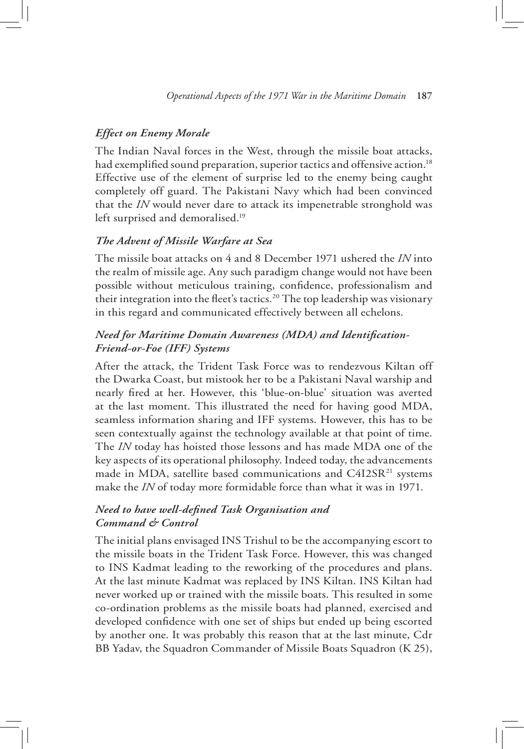### *Effect on Enemy Morale*

The Indian Naval forces in the West, through the missile boat attacks, had exemplified sound preparation, superior tactics and offensive action.[18] Effective use of the element of surprise led to the enemy being caught completely off guard. The Pakistani Navy which had been convinced that the *IN* would never dare to attack its impenetrable stronghold was left surprised and demoralised.[19]

### *The Advent of Missile Warfare at Sea*

The missile boat attacks on 4 and 8 December 1971 ushered the *IN* into the realm of missile age. Any such paradigm change would not have been possible without meticulous training, confidence, professionalism and their integration into the fleet's tactics.[20] The top leadership was visionary in this regard and communicated effectively between all echelons.

### *Need for Maritime Domain Awareness (MDA) and Identification-Friend-or-Foe (IFF) Systems*

After the attack, the Trident Task Force was to rendezvous Kiltan off the Dwarka Coast, but mistook her to be a Pakistani Naval warship and nearly fired at her. However, this 'blue-on-blue' situation was averted at the last moment. This illustrated the need for having good MDA, seamless information sharing and IFF systems. However, this has to be seen contextually against the technology available at that point of time. The *IN* today has hoisted those lessons and has made MDA one of the key aspects of its operational philosophy. Indeed today, the advancements made in MDA, satellite based communications and C4I2SR[21] systems make the *IN* of today more formidable force than what it was in 1971.

### *Need to have well-defined Task Organisation and Command & Control*

The initial plans envisaged INS Trishul to be the accompanying escort to the missile boats in the Trident Task Force. However, this was changed to INS Kadmat leading to the reworking of the procedures and plans. At the last minute Kadmat was replaced by INS Kiltan. INS Kiltan had never worked up or trained with the missile boats. This resulted in some co-ordination problems as the missile boats had planned, exercised and developed confidence with one set of ships but ended up being escorted by another one. It was probably this reason that at the last minute, Cdr BB Yadav, the Squadron Commander of Missile Boats Squadron (K 25),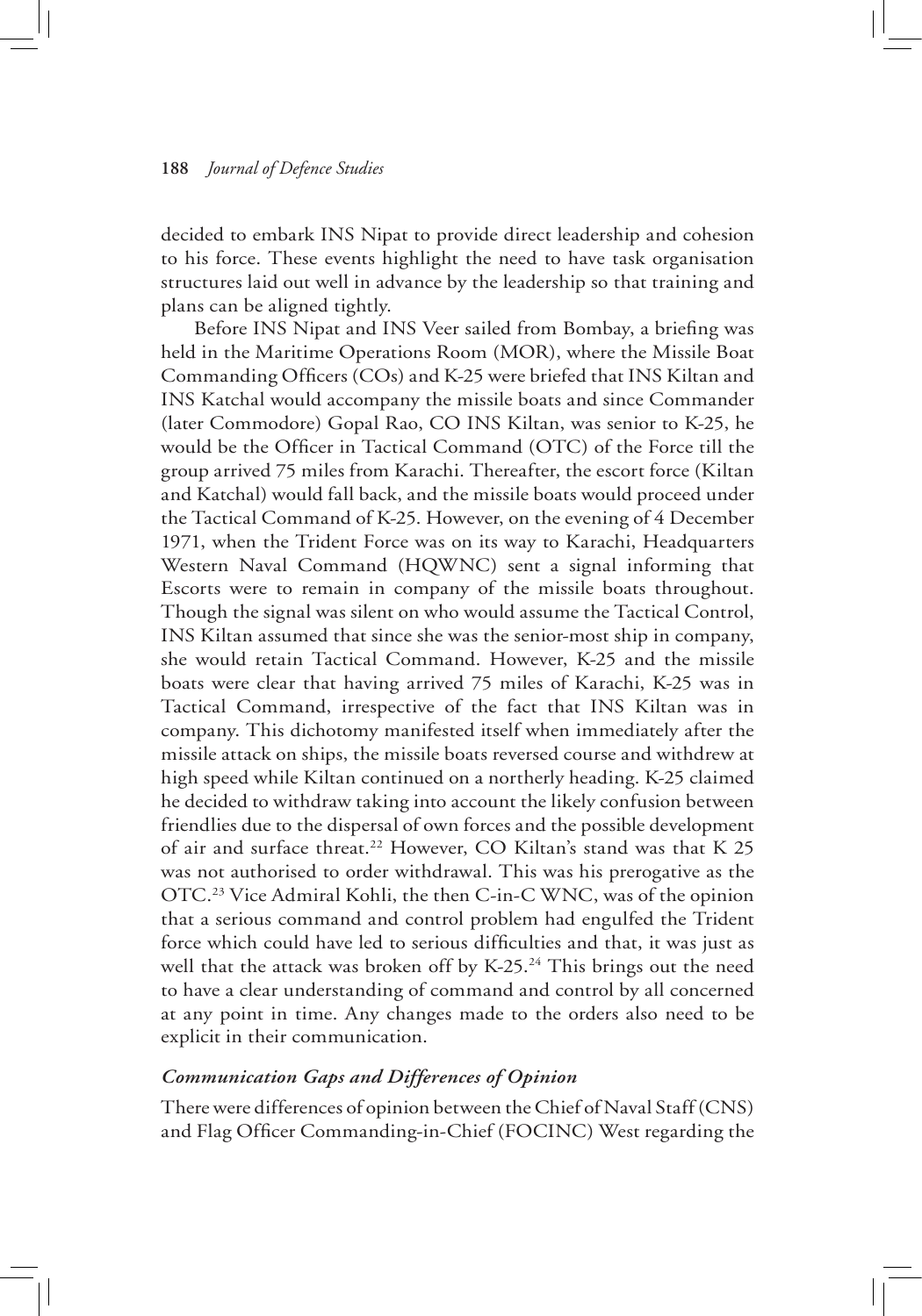decided to embark INS Nipat to provide direct leadership and cohesion to his force. These events highlight the need to have task organisation structures laid out well in advance by the leadership so that training and plans can be aligned tightly.

Before INS Nipat and INS Veer sailed from Bombay, a briefing was held in the Maritime Operations Room (MOR), where the Missile Boat Commanding Officers (COs) and K-25 were briefed that INS Kiltan and INS Katchal would accompany the missile boats and since Commander (later Commodore) Gopal Rao, CO INS Kiltan, was senior to K-25, he would be the Officer in Tactical Command (OTC) of the Force till the group arrived 75 miles from Karachi. Thereafter, the escort force (Kiltan and Katchal) would fall back, and the missile boats would proceed under the Tactical Command of K-25. However, on the evening of 4 December 1971, when the Trident Force was on its way to Karachi, Headquarters Western Naval Command (HQWNC) sent a signal informing that Escorts were to remain in company of the missile boats throughout. Though the signal was silent on who would assume the Tactical Control, INS Kiltan assumed that since she was the senior-most ship in company, she would retain Tactical Command. However, K-25 and the missile boats were clear that having arrived 75 miles of Karachi, K-25 was in Tactical Command, irrespective of the fact that INS Kiltan was in company. This dichotomy manifested itself when immediately after the missile attack on ships, the missile boats reversed course and withdrew at high speed while Kiltan continued on a northerly heading. K-25 claimed he decided to withdraw taking into account the likely confusion between friendlies due to the dispersal of own forces and the possible development of air and surface threat.[22] However, CO Kiltan's stand was that K 25 was not authorised to order withdrawal. This was his prerogative as the OTC.[23] Vice Admiral Kohli, the then C-in-C WNC, was of the opinion that a serious command and control problem had engulfed the Trident force which could have led to serious difficulties and that, it was just as well that the attack was broken off by K-25.[24] This brings out the need to have a clear understanding of command and control by all concerned at any point in time. Any changes made to the orders also need to be explicit in their communication.

### *Communication Gaps and Differences of Opinion*

There were differences of opinion between the Chief of Naval Staff (CNS) and Flag Officer Commanding-in-Chief (FOCINC) West regarding the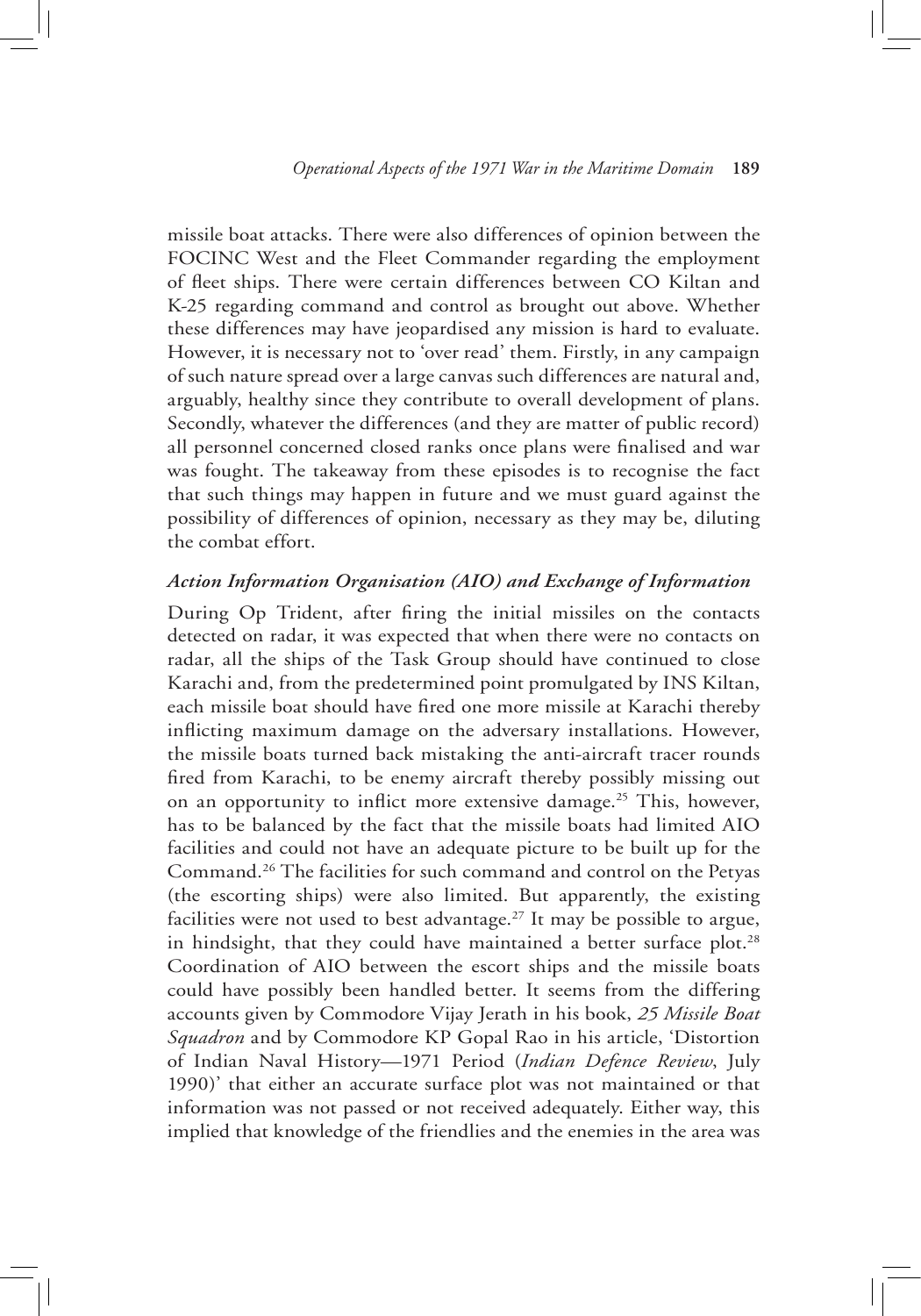missile boat attacks. There were also differences of opinion between the FOCINC West and the Fleet Commander regarding the employment of fleet ships. There were certain differences between CO Kiltan and K-25 regarding command and control as brought out above. Whether these differences may have jeopardised any mission is hard to evaluate. However, it is necessary not to 'over read' them. Firstly, in any campaign of such nature spread over a large canvas such differences are natural and, arguably, healthy since they contribute to overall development of plans. Secondly, whatever the differences (and they are matter of public record) all personnel concerned closed ranks once plans were finalised and war was fought. The takeaway from these episodes is to recognise the fact that such things may happen in future and we must guard against the possibility of differences of opinion, necessary as they may be, diluting the combat effort.

### *Action Information Organisation (AIO) and Exchange of Information*

During Op Trident, after firing the initial missiles on the contacts detected on radar, it was expected that when there were no contacts on radar, all the ships of the Task Group should have continued to close Karachi and, from the predetermined point promulgated by INS Kiltan, each missile boat should have fired one more missile at Karachi thereby inflicting maximum damage on the adversary installations. However, the missile boats turned back mistaking the anti-aircraft tracer rounds fired from Karachi, to be enemy aircraft thereby possibly missing out on an opportunity to inflict more extensive damage.[25] This, however, has to be balanced by the fact that the missile boats had limited AIO facilities and could not have an adequate picture to be built up for the Command.[26] The facilities for such command and control on the Petyas (the escorting ships) were also limited. But apparently, the existing facilities were not used to best advantage.[27] It may be possible to argue, in hindsight, that they could have maintained a better surface plot.[28] Coordination of AIO between the escort ships and the missile boats could have possibly been handled better. It seems from the differing accounts given by Commodore Vijay Jerath in his book, *25 Missile Boat Squadron* and by Commodore KP Gopal Rao in his article, 'Distortion of Indian Naval History—1971 Period (*Indian Defence Review*, July 1990)' that either an accurate surface plot was not maintained or that information was not passed or not received adequately. Either way, this implied that knowledge of the friendlies and the enemies in the area was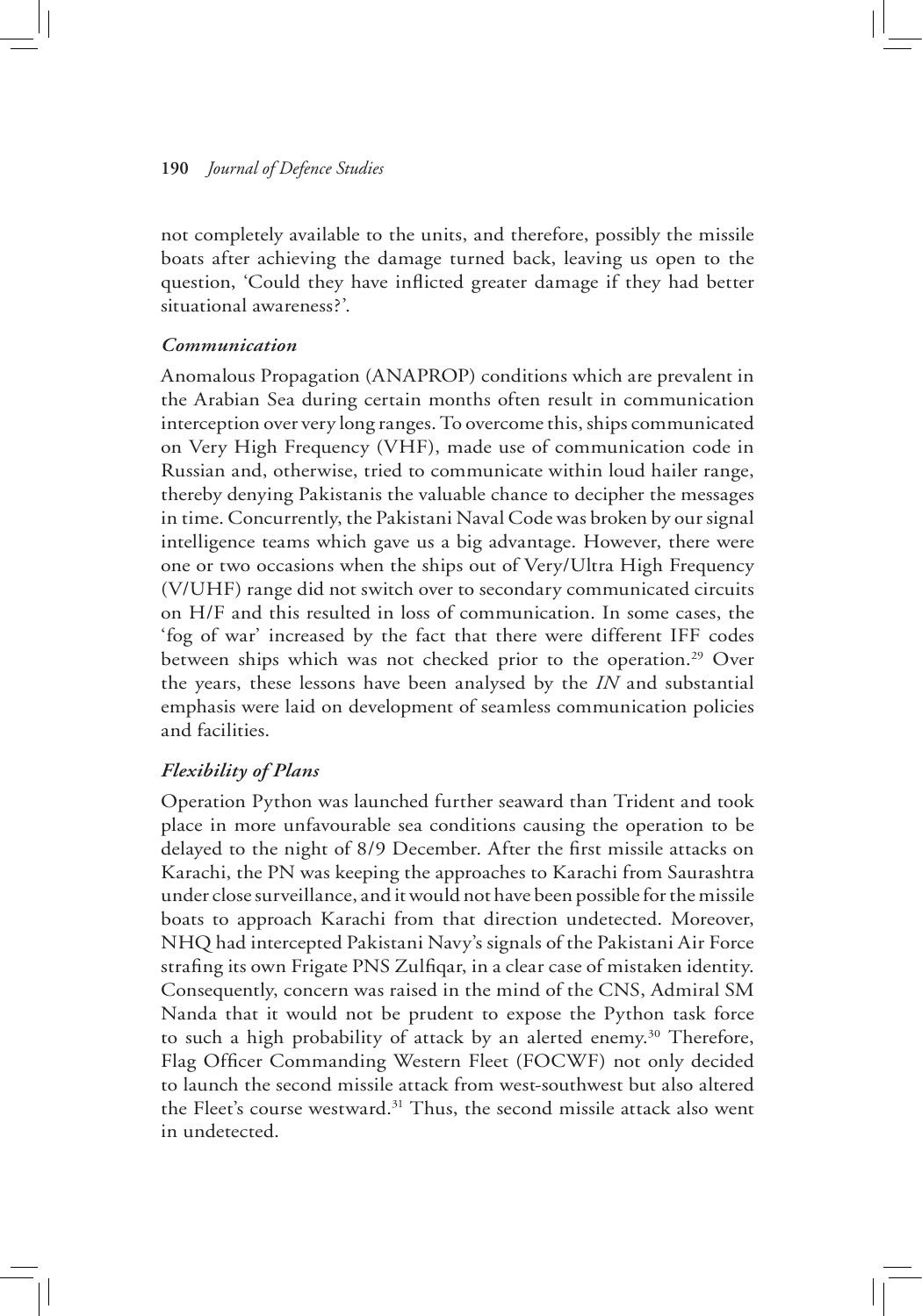not completely available to the units, and therefore, possibly the missile boats after achieving the damage turned back, leaving us open to the question, 'Could they have inflicted greater damage if they had better situational awareness?'.

### *Communication*

Anomalous Propagation (ANAPROP) conditions which are prevalent in the Arabian Sea during certain months often result in communication interception over very long ranges. To overcome this, ships communicated on Very High Frequency (VHF), made use of communication code in Russian and, otherwise, tried to communicate within loud hailer range, thereby denying Pakistanis the valuable chance to decipher the messages in time. Concurrently, the Pakistani Naval Code was broken by our signal intelligence teams which gave us a big advantage. However, there were one or two occasions when the ships out of Very/Ultra High Frequency (V/UHF) range did not switch over to secondary communicated circuits on H/F and this resulted in loss of communication. In some cases, the 'fog of war' increased by the fact that there were different IFF codes between ships which was not checked prior to the operation.[29] Over the years, these lessons have been analysed by the *IN* and substantial emphasis were laid on development of seamless communication policies and facilities.

### *Flexibility of Plans*

Operation Python was launched further seaward than Trident and took place in more unfavourable sea conditions causing the operation to be delayed to the night of 8/9 December. After the first missile attacks on Karachi, the PN was keeping the approaches to Karachi from Saurashtra under close surveillance, and it would not have been possible for the missile boats to approach Karachi from that direction undetected. Moreover, NHQ had intercepted Pakistani Navy's signals of the Pakistani Air Force strafing its own Frigate PNS Zulfiqar, in a clear case of mistaken identity. Consequently, concern was raised in the mind of the CNS, Admiral SM Nanda that it would not be prudent to expose the Python task force to such a high probability of attack by an alerted enemy.[30] Therefore, Flag Officer Commanding Western Fleet (FOCWF) not only decided to launch the second missile attack from west-southwest but also altered the Fleet's course westward.[31] Thus, the second missile attack also went in undetected.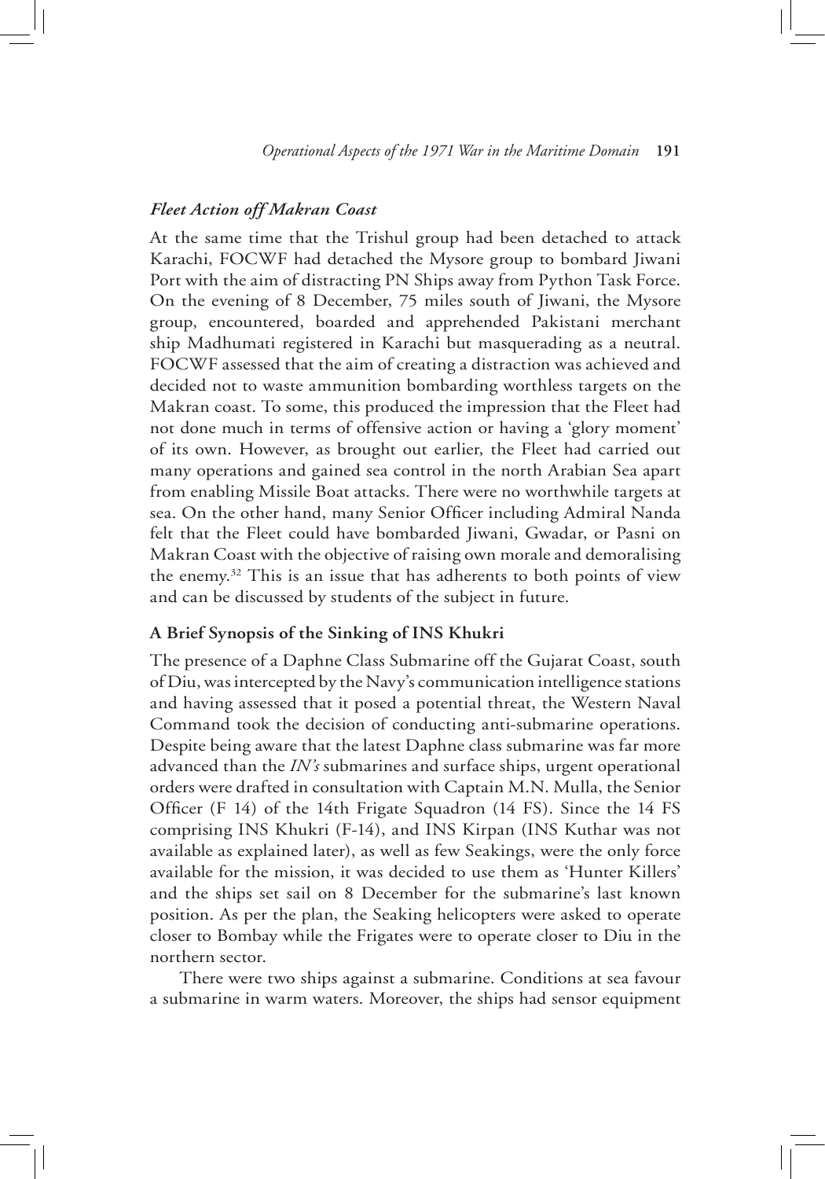### *Fleet Action off Makran Coast*

At the same time that the Trishul group had been detached to attack Karachi, FOCWF had detached the Mysore group to bombard Jiwani Port with the aim of distracting PN Ships away from Python Task Force. On the evening of 8 December, 75 miles south of Jiwani, the Mysore group, encountered, boarded and apprehended Pakistani merchant ship Madhumati registered in Karachi but masquerading as a neutral. FOCWF assessed that the aim of creating a distraction was achieved and decided not to waste ammunition bombarding worthless targets on the Makran coast. To some, this produced the impression that the Fleet had not done much in terms of offensive action or having a 'glory moment' of its own. However, as brought out earlier, the Fleet had carried out many operations and gained sea control in the north Arabian Sea apart from enabling Missile Boat attacks. There were no worthwhile targets at sea. On the other hand, many Senior Officer including Admiral Nanda felt that the Fleet could have bombarded Jiwani, Gwadar, or Pasni on Makran Coast with the objective of raising own morale and demoralising the enemy.[32] This is an issue that has adherents to both points of view and can be discussed by students of the subject in future.

### A Brief Synopsis of the Sinking of INS Khukri

The presence of a Daphne Class Submarine off the Gujarat Coast, south of Diu, was intercepted by the Navy's communication intelligence stations and having assessed that it posed a potential threat, the Western Naval Command took the decision of conducting anti-submarine operations. Despite being aware that the latest Daphne class submarine was far more advanced than the *IN's* submarines and surface ships, urgent operational orders were drafted in consultation with Captain M.N. Mulla, the Senior Officer (F 14) of the 14th Frigate Squadron (14 FS). Since the 14 FS comprising INS Khukri (F-14), and INS Kirpan (INS Kuthar was not available as explained later), as well as few Seakings, were the only force available for the mission, it was decided to use them as 'Hunter Killers' and the ships set sail on 8 December for the submarine's last known position. As per the plan, the Seaking helicopters were asked to operate closer to Bombay while the Frigates were to operate closer to Diu in the northern sector.

There were two ships against a submarine. Conditions at sea favour a submarine in warm waters. Moreover, the ships had sensor equipment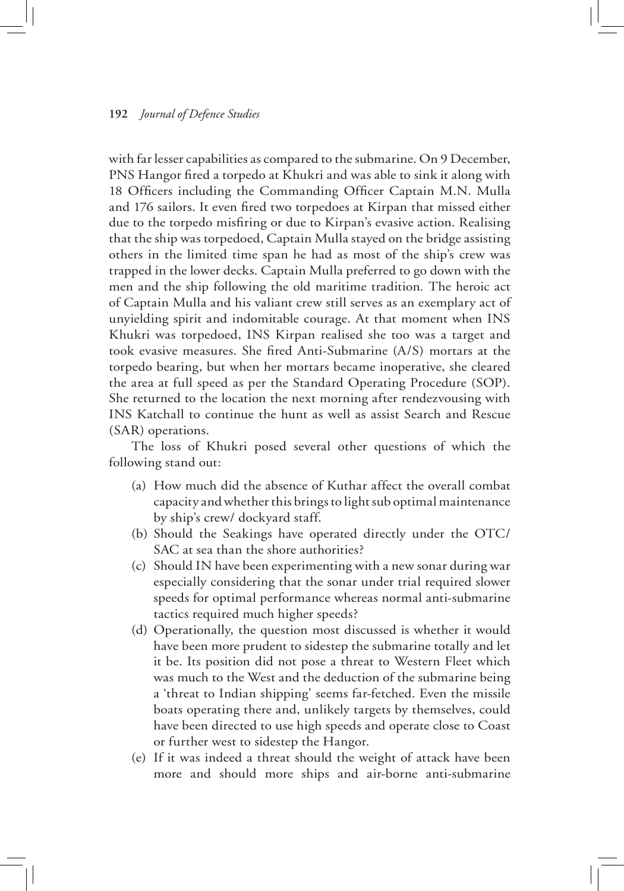with far lesser capabilities as compared to the submarine. On 9 December, PNS Hangor fired a torpedo at Khukri and was able to sink it along with 18 Officers including the Commanding Officer Captain M.N. Mulla and 176 sailors. It even fired two torpedoes at Kirpan that missed either due to the torpedo misfiring or due to Kirpan's evasive action. Realising that the ship was torpedoed, Captain Mulla stayed on the bridge assisting others in the limited time span he had as most of the ship's crew was trapped in the lower decks. Captain Mulla preferred to go down with the men and the ship following the old maritime tradition. The heroic act of Captain Mulla and his valiant crew still serves as an exemplary act of unyielding spirit and indomitable courage. At that moment when INS Khukri was torpedoed, INS Kirpan realised she too was a target and took evasive measures. She fired Anti-Submarine (A/S) mortars at the torpedo bearing, but when her mortars became inoperative, she cleared the area at full speed as per the Standard Operating Procedure (SOP). She returned to the location the next morning after rendezvousing with INS Katchall to continue the hunt as well as assist Search and Rescue (SAR) operations.

The loss of Khukri posed several other questions of which the following stand out:

(a) How much did the absence of Kuthar affect the overall combat capacity and whether this brings to light sub optimal maintenance by ship's crew/ dockyard staff.

(b) Should the Seakings have operated directly under the OTC/ SAC at sea than the shore authorities?

(c) Should IN have been experimenting with a new sonar during war especially considering that the sonar under trial required slower speeds for optimal performance whereas normal anti-submarine tactics required much higher speeds?

(d) Operationally, the question most discussed is whether it would have been more prudent to sidestep the submarine totally and let it be. Its position did not pose a threat to Western Fleet which was much to the West and the deduction of the submarine being a 'threat to Indian shipping' seems far-fetched. Even the missile boats operating there and, unlikely targets by themselves, could have been directed to use high speeds and operate close to Coast or further west to sidestep the Hangor.

(e) If it was indeed a threat should the weight of attack have been more and should more ships and air-borne anti-submarine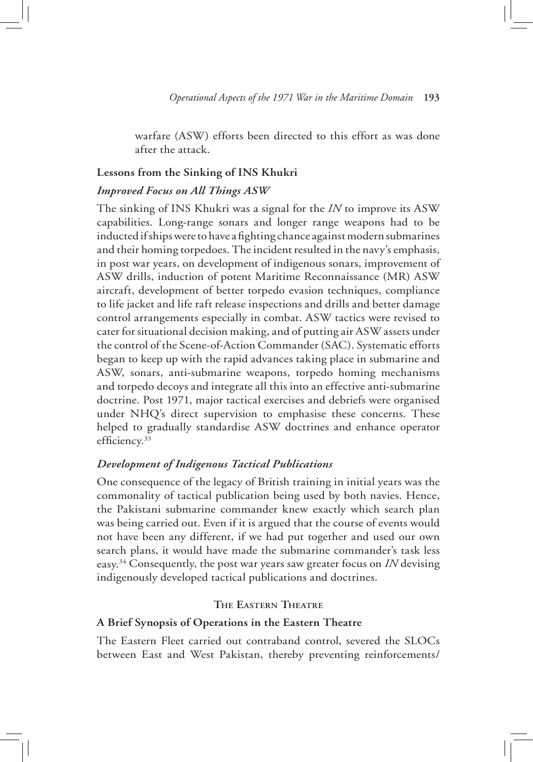warfare (ASW) efforts been directed to this effort as was done after the attack.

### Lessons from the Sinking of INS Khukri

#### *Improved Focus on All Things ASW*

The sinking of INS Khukri was a signal for the *IN* to improve its ASW capabilities. Long-range sonars and longer range weapons had to be inducted if ships were to have a fighting chance against modern submarines and their homing torpedoes. The incident resulted in the navy's emphasis, in post war years, on development of indigenous sonars, improvement of ASW drills, induction of potent Maritime Reconnaissance (MR) ASW aircraft, development of better torpedo evasion techniques, compliance to life jacket and life raft release inspections and drills and better damage control arrangements especially in combat. ASW tactics were revised to cater for situational decision making, and of putting air ASW assets under the control of the Scene-of-Action Commander (SAC). Systematic efforts began to keep up with the rapid advances taking place in submarine and ASW, sonars, anti-submarine weapons, torpedo homing mechanisms and torpedo decoys and integrate all this into an effective anti-submarine doctrine. Post 1971, major tactical exercises and debriefs were organised under NHQ's direct supervision to emphasise these concerns. These helped to gradually standardise ASW doctrines and enhance operator efficiency.[33]

#### *Development of Indigenous Tactical Publications*

One consequence of the legacy of British training in initial years was the commonality of tactical publication being used by both navies. Hence, the Pakistani submarine commander knew exactly which search plan was being carried out. Even if it is argued that the course of events would not have been any different, if we had put together and used our own search plans, it would have made the submarine commander's task less easy.[34] Consequently, the post war years saw greater focus on *IN* devising indigenously developed tactical publications and doctrines.

## The Eastern Theatre

### A Brief Synopsis of Operations in the Eastern Theatre

The Eastern Fleet carried out contraband control, severed the SLOCs between East and West Pakistan, thereby preventing reinforcements/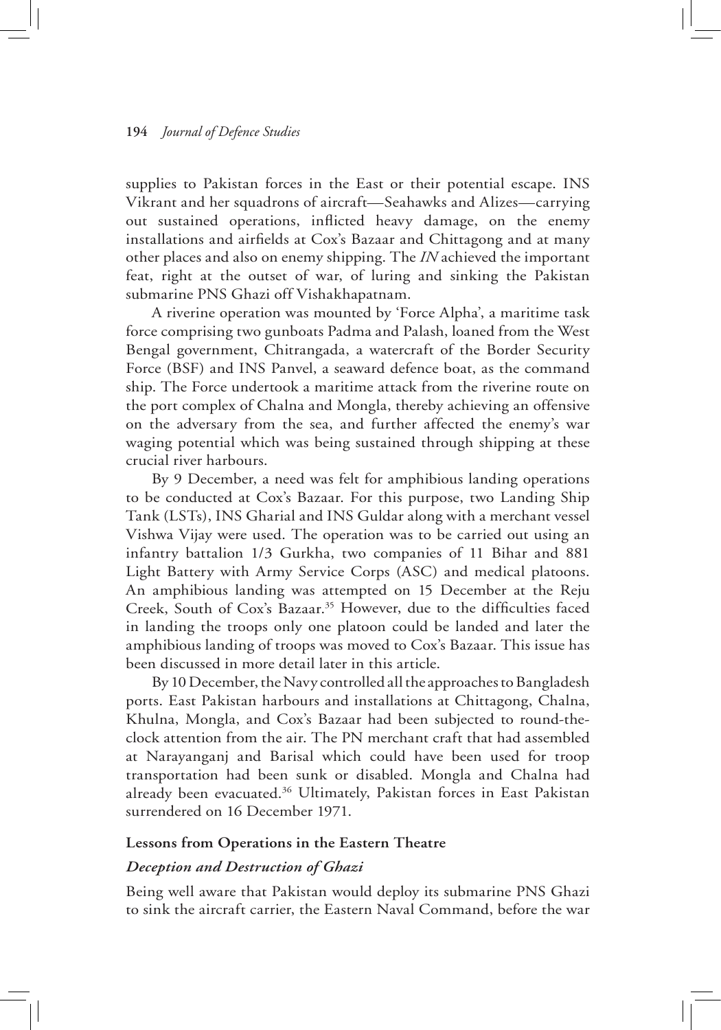supplies to Pakistan forces in the East or their potential escape. INS Vikrant and her squadrons of aircraft—Seahawks and Alizes—carrying out sustained operations, inflicted heavy damage, on the enemy installations and airfields at Cox's Bazaar and Chittagong and at many other places and also on enemy shipping. The *IN* achieved the important feat, right at the outset of war, of luring and sinking the Pakistan submarine PNS Ghazi off Vishakhapatnam.

A riverine operation was mounted by 'Force Alpha', a maritime task force comprising two gunboats Padma and Palash, loaned from the West Bengal government, Chitrangada, a watercraft of the Border Security Force (BSF) and INS Panvel, a seaward defence boat, as the command ship. The Force undertook a maritime attack from the riverine route on the port complex of Chalna and Mongla, thereby achieving an offensive on the adversary from the sea, and further affected the enemy's war waging potential which was being sustained through shipping at these crucial river harbours.

By 9 December, a need was felt for amphibious landing operations to be conducted at Cox's Bazaar. For this purpose, two Landing Ship Tank (LSTs), INS Gharial and INS Guldar along with a merchant vessel Vishwa Vijay were used. The operation was to be carried out using an infantry battalion 1/3 Gurkha, two companies of 11 Bihar and 881 Light Battery with Army Service Corps (ASC) and medical platoons. An amphibious landing was attempted on 15 December at the Reju Creek, South of Cox's Bazaar.[35] However, due to the difficulties faced in landing the troops only one platoon could be landed and later the amphibious landing of troops was moved to Cox's Bazaar. This issue has been discussed in more detail later in this article.

By 10 December, the Navy controlled all the approaches to Bangladesh ports. East Pakistan harbours and installations at Chittagong, Chalna, Khulna, Mongla, and Cox's Bazaar had been subjected to round-the-clock attention from the air. The PN merchant craft that had assembled at Narayanganj and Barisal which could have been used for troop transportation had been sunk or disabled. Mongla and Chalna had already been evacuated.[36] Ultimately, Pakistan forces in East Pakistan surrendered on 16 December 1971.

## Lessons from Operations in the Eastern Theatre

### *Deception and Destruction of Ghazi*

Being well aware that Pakistan would deploy its submarine PNS Ghazi to sink the aircraft carrier, the Eastern Naval Command, before the war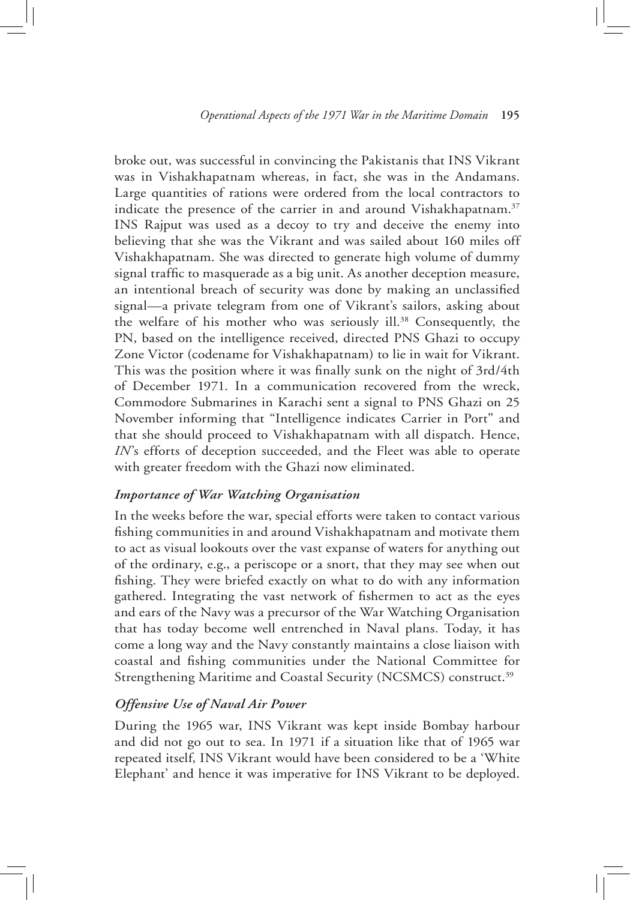broke out, was successful in convincing the Pakistanis that INS Vikrant was in Vishakhapatnam whereas, in fact, she was in the Andamans. Large quantities of rations were ordered from the local contractors to indicate the presence of the carrier in and around Vishakhapatnam.[37] INS Rajput was used as a decoy to try and deceive the enemy into believing that she was the Vikrant and was sailed about 160 miles off Vishakhapatnam. She was directed to generate high volume of dummy signal traffic to masquerade as a big unit. As another deception measure, an intentional breach of security was done by making an unclassified signal—a private telegram from one of Vikrant's sailors, asking about the welfare of his mother who was seriously ill.[38] Consequently, the PN, based on the intelligence received, directed PNS Ghazi to occupy Zone Victor (codename for Vishakhapatnam) to lie in wait for Vikrant. This was the position where it was finally sunk on the night of 3rd/4th of December 1971. In a communication recovered from the wreck, Commodore Submarines in Karachi sent a signal to PNS Ghazi on 25 November informing that "Intelligence indicates Carrier in Port" and that she should proceed to Vishakhapatnam with all dispatch. Hence, *IN*'s efforts of deception succeeded, and the Fleet was able to operate with greater freedom with the Ghazi now eliminated.

### *Importance of War Watching Organisation*

In the weeks before the war, special efforts were taken to contact various fishing communities in and around Vishakhapatnam and motivate them to act as visual lookouts over the vast expanse of waters for anything out of the ordinary, e.g., a periscope or a snort, that they may see when out fishing. They were briefed exactly on what to do with any information gathered. Integrating the vast network of fishermen to act as the eyes and ears of the Navy was a precursor of the War Watching Organisation that has today become well entrenched in Naval plans. Today, it has come a long way and the Navy constantly maintains a close liaison with coastal and fishing communities under the National Committee for Strengthening Maritime and Coastal Security (NCSMCS) construct.[39]

### *Offensive Use of Naval Air Power*

During the 1965 war, INS Vikrant was kept inside Bombay harbour and did not go out to sea. In 1971 if a situation like that of 1965 war repeated itself, INS Vikrant would have been considered to be a 'White Elephant' and hence it was imperative for INS Vikrant to be deployed.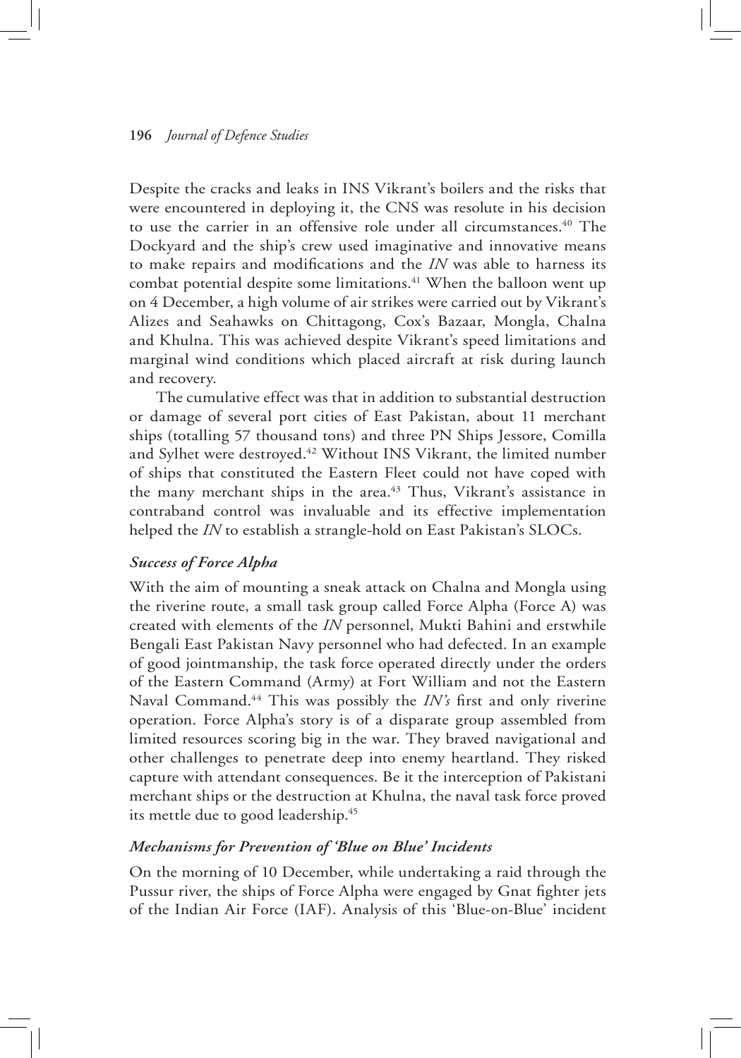Despite the cracks and leaks in INS Vikrant's boilers and the risks that were encountered in deploying it, the CNS was resolute in his decision to use the carrier in an offensive role under all circumstances.[40] The Dockyard and the ship's crew used imaginative and innovative means to make repairs and modifications and the *IN* was able to harness its combat potential despite some limitations.[41] When the balloon went up on 4 December, a high volume of air strikes were carried out by Vikrant's Alizes and Seahawks on Chittagong, Cox's Bazaar, Mongla, Chalna and Khulna. This was achieved despite Vikrant's speed limitations and marginal wind conditions which placed aircraft at risk during launch and recovery.

The cumulative effect was that in addition to substantial destruction or damage of several port cities of East Pakistan, about 11 merchant ships (totalling 57 thousand tons) and three PN Ships Jessore, Comilla and Sylhet were destroyed.[42] Without INS Vikrant, the limited number of ships that constituted the Eastern Fleet could not have coped with the many merchant ships in the area.[43] Thus, Vikrant's assistance in contraband control was invaluable and its effective implementation helped the *IN* to establish a strangle-hold on East Pakistan's SLOCs.

### *Success of Force Alpha*

With the aim of mounting a sneak attack on Chalna and Mongla using the riverine route, a small task group called Force Alpha (Force A) was created with elements of the *IN* personnel, Mukti Bahini and erstwhile Bengali East Pakistan Navy personnel who had defected. In an example of good jointmanship, the task force operated directly under the orders of the Eastern Command (Army) at Fort William and not the Eastern Naval Command.[44] This was possibly the *IN's* first and only riverine operation. Force Alpha's story is of a disparate group assembled from limited resources scoring big in the war. They braved navigational and other challenges to penetrate deep into enemy heartland. They risked capture with attendant consequences. Be it the interception of Pakistani merchant ships or the destruction at Khulna, the naval task force proved its mettle due to good leadership.[45]

### *Mechanisms for Prevention of 'Blue on Blue' Incidents*

On the morning of 10 December, while undertaking a raid through the Pussur river, the ships of Force Alpha were engaged by Gnat fighter jets of the Indian Air Force (IAF). Analysis of this 'Blue-on-Blue' incident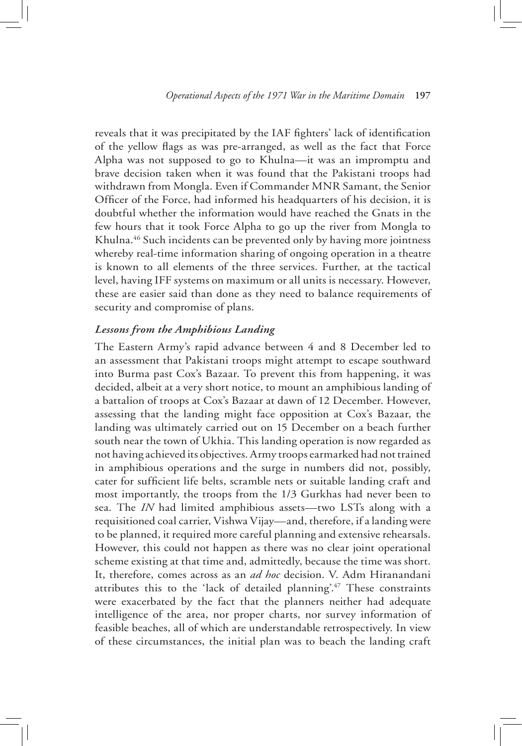reveals that it was precipitated by the IAF fighters' lack of identification of the yellow flags as was pre-arranged, as well as the fact that Force Alpha was not supposed to go to Khulna—it was an impromptu and brave decision taken when it was found that the Pakistani troops had withdrawn from Mongla. Even if Commander MNR Samant, the Senior Officer of the Force, had informed his headquarters of his decision, it is doubtful whether the information would have reached the Gnats in the few hours that it took Force Alpha to go up the river from Mongla to Khulna.[46] Such incidents can be prevented only by having more jointness whereby real-time information sharing of ongoing operation in a theatre is known to all elements of the three services. Further, at the tactical level, having IFF systems on maximum or all units is necessary. However, these are easier said than done as they need to balance requirements of security and compromise of plans.

### *Lessons from the Amphibious Landing*

The Eastern Army's rapid advance between 4 and 8 December led to an assessment that Pakistani troops might attempt to escape southward into Burma past Cox's Bazaar. To prevent this from happening, it was decided, albeit at a very short notice, to mount an amphibious landing of a battalion of troops at Cox's Bazaar at dawn of 12 December. However, assessing that the landing might face opposition at Cox's Bazaar, the landing was ultimately carried out on 15 December on a beach further south near the town of Ukhia. This landing operation is now regarded as not having achieved its objectives. Army troops earmarked had not trained in amphibious operations and the surge in numbers did not, possibly, cater for sufficient life belts, scramble nets or suitable landing craft and most importantly, the troops from the 1/3 Gurkhas had never been to sea. The *IN* had limited amphibious assets—two LSTs along with a requisitioned coal carrier, Vishwa Vijay—and, therefore, if a landing were to be planned, it required more careful planning and extensive rehearsals. However, this could not happen as there was no clear joint operational scheme existing at that time and, admittedly, because the time was short. It, therefore, comes across as an *ad hoc* decision. V. Adm Hiranandani attributes this to the 'lack of detailed planning'.[47] These constraints were exacerbated by the fact that the planners neither had adequate intelligence of the area, nor proper charts, nor survey information of feasible beaches, all of which are understandable retrospectively. In view of these circumstances, the initial plan was to beach the landing craft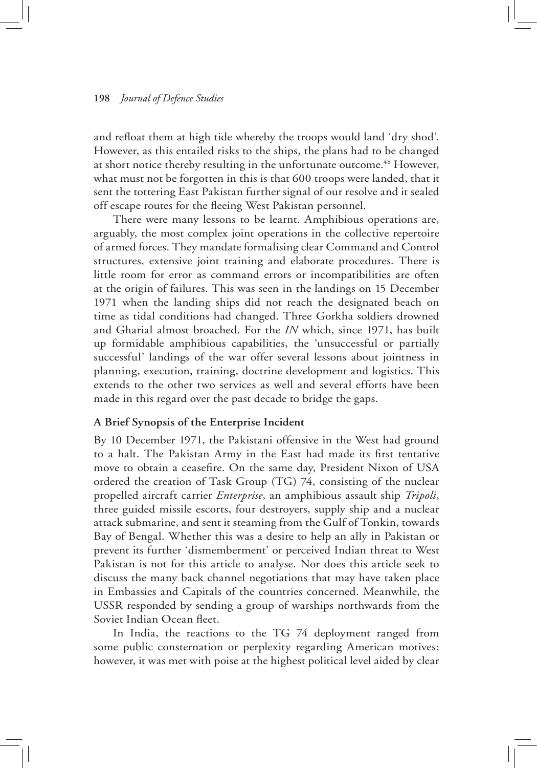and refloat them at high tide whereby the troops would land 'dry shod'. However, as this entailed risks to the ships, the plans had to be changed at short notice thereby resulting in the unfortunate outcome.[48] However, what must not be forgotten in this is that 600 troops were landed, that it sent the tottering East Pakistan further signal of our resolve and it sealed off escape routes for the fleeing West Pakistan personnel.

There were many lessons to be learnt. Amphibious operations are, arguably, the most complex joint operations in the collective repertoire of armed forces. They mandate formalising clear Command and Control structures, extensive joint training and elaborate procedures. There is little room for error as command errors or incompatibilities are often at the origin of failures. This was seen in the landings on 15 December 1971 when the landing ships did not reach the designated beach on time as tidal conditions had changed. Three Gorkha soldiers drowned and Gharial almost broached. For the *IN* which, since 1971, has built up formidable amphibious capabilities, the 'unsuccessful or partially successful' landings of the war offer several lessons about jointness in planning, execution, training, doctrine development and logistics. This extends to the other two services as well and several efforts have been made in this regard over the past decade to bridge the gaps.

**A Brief Synopsis of the Enterprise Incident**

By 10 December 1971, the Pakistani offensive in the West had ground to a halt. The Pakistan Army in the East had made its first tentative move to obtain a ceasefire. On the same day, President Nixon of USA ordered the creation of Task Group (TG) 74, consisting of the nuclear propelled aircraft carrier *Enterprise*, an amphibious assault ship *Tripoli*, three guided missile escorts, four destroyers, supply ship and a nuclear attack submarine, and sent it steaming from the Gulf of Tonkin, towards Bay of Bengal. Whether this was a desire to help an ally in Pakistan or prevent its further 'dismemberment' or perceived Indian threat to West Pakistan is not for this article to analyse. Nor does this article seek to discuss the many back channel negotiations that may have taken place in Embassies and Capitals of the countries concerned. Meanwhile, the USSR responded by sending a group of warships northwards from the Soviet Indian Ocean fleet.

In India, the reactions to the TG 74 deployment ranged from some public consternation or perplexity regarding American motives; however, it was met with poise at the highest political level aided by clear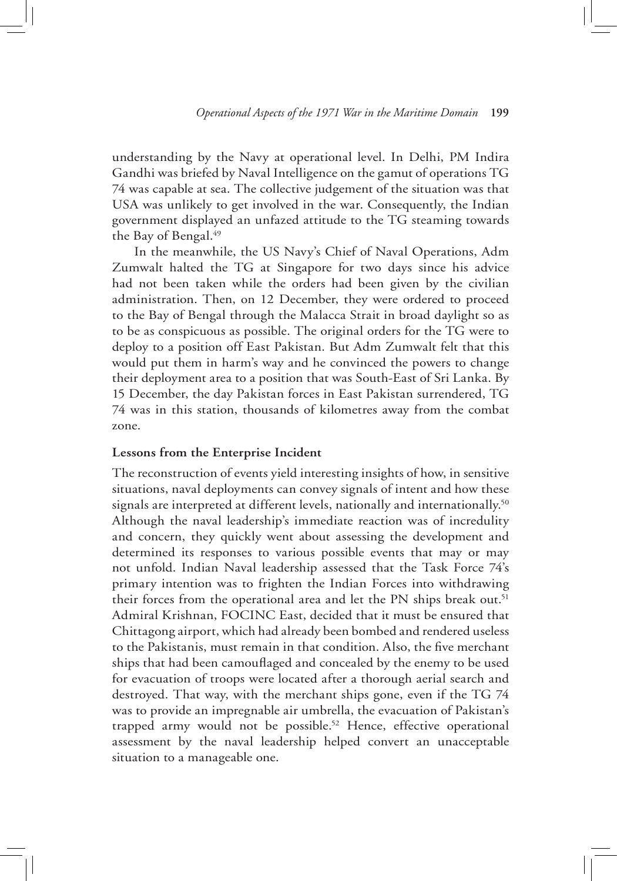understanding by the Navy at operational level. In Delhi, PM Indira Gandhi was briefed by Naval Intelligence on the gamut of operations TG 74 was capable at sea. The collective judgement of the situation was that USA was unlikely to get involved in the war. Consequently, the Indian government displayed an unfazed attitude to the TG steaming towards the Bay of Bengal.[49]

In the meanwhile, the US Navy's Chief of Naval Operations, Adm Zumwalt halted the TG at Singapore for two days since his advice had not been taken while the orders had been given by the civilian administration. Then, on 12 December, they were ordered to proceed to the Bay of Bengal through the Malacca Strait in broad daylight so as to be as conspicuous as possible. The original orders for the TG were to deploy to a position off East Pakistan. But Adm Zumwalt felt that this would put them in harm's way and he convinced the powers to change their deployment area to a position that was South-East of Sri Lanka. By 15 December, the day Pakistan forces in East Pakistan surrendered, TG 74 was in this station, thousands of kilometres away from the combat zone.

**Lessons from the Enterprise Incident**

The reconstruction of events yield interesting insights of how, in sensitive situations, naval deployments can convey signals of intent and how these signals are interpreted at different levels, nationally and internationally.[50] Although the naval leadership's immediate reaction was of incredulity and concern, they quickly went about assessing the development and determined its responses to various possible events that may or may not unfold. Indian Naval leadership assessed that the Task Force 74's primary intention was to frighten the Indian Forces into withdrawing their forces from the operational area and let the PN ships break out.[51] Admiral Krishnan, FOCINC East, decided that it must be ensured that Chittagong airport, which had already been bombed and rendered useless to the Pakistanis, must remain in that condition. Also, the five merchant ships that had been camouflaged and concealed by the enemy to be used for evacuation of troops were located after a thorough aerial search and destroyed. That way, with the merchant ships gone, even if the TG 74 was to provide an impregnable air umbrella, the evacuation of Pakistan's trapped army would not be possible.[52] Hence, effective operational assessment by the naval leadership helped convert an unacceptable situation to a manageable one.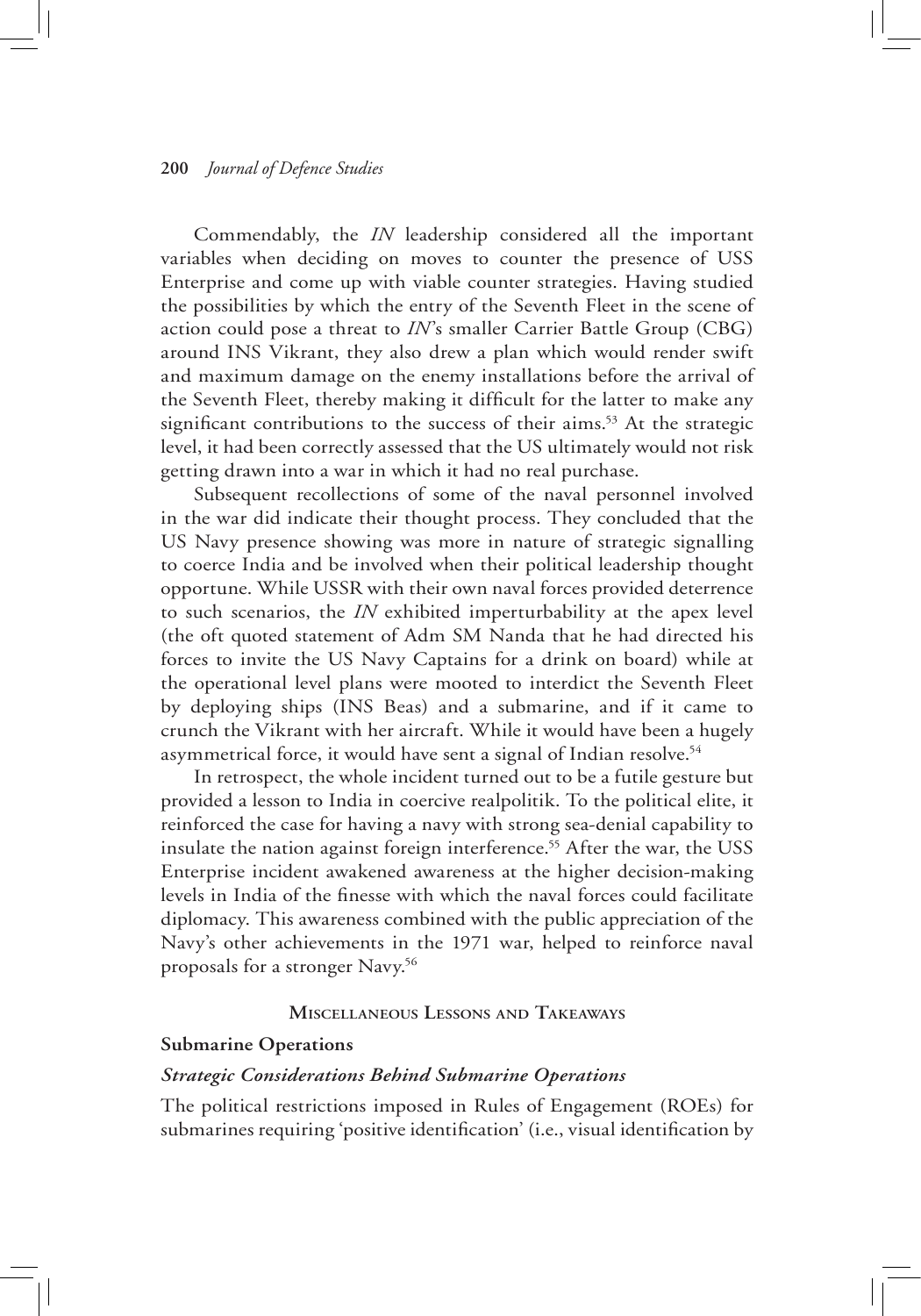Commendably, the *IN* leadership considered all the important variables when deciding on moves to counter the presence of USS Enterprise and come up with viable counter strategies. Having studied the possibilities by which the entry of the Seventh Fleet in the scene of action could pose a threat to *IN*'s smaller Carrier Battle Group (CBG) around INS Vikrant, they also drew a plan which would render swift and maximum damage on the enemy installations before the arrival of the Seventh Fleet, thereby making it difficult for the latter to make any significant contributions to the success of their aims.[53] At the strategic level, it had been correctly assessed that the US ultimately would not risk getting drawn into a war in which it had no real purchase.

Subsequent recollections of some of the naval personnel involved in the war did indicate their thought process. They concluded that the US Navy presence showing was more in nature of strategic signalling to coerce India and be involved when their political leadership thought opportune. While USSR with their own naval forces provided deterrence to such scenarios, the *IN* exhibited imperturbability at the apex level (the oft quoted statement of Adm SM Nanda that he had directed his forces to invite the US Navy Captains for a drink on board) while at the operational level plans were mooted to interdict the Seventh Fleet by deploying ships (INS Beas) and a submarine, and if it came to crunch the Vikrant with her aircraft. While it would have been a hugely asymmetrical force, it would have sent a signal of Indian resolve.[54]

In retrospect, the whole incident turned out to be a futile gesture but provided a lesson to India in coercive realpolitik. To the political elite, it reinforced the case for having a navy with strong sea-denial capability to insulate the nation against foreign interference.[55] After the war, the USS Enterprise incident awakened awareness at the higher decision-making levels in India of the finesse with which the naval forces could facilitate diplomacy. This awareness combined with the public appreciation of the Navy's other achievements in the 1971 war, helped to reinforce naval proposals for a stronger Navy.[56]

## Miscellaneous Lessons and Takeaways

### Submarine Operations

#### *Strategic Considerations Behind Submarine Operations*

The political restrictions imposed in Rules of Engagement (ROEs) for submarines requiring 'positive identification' (i.e., visual identification by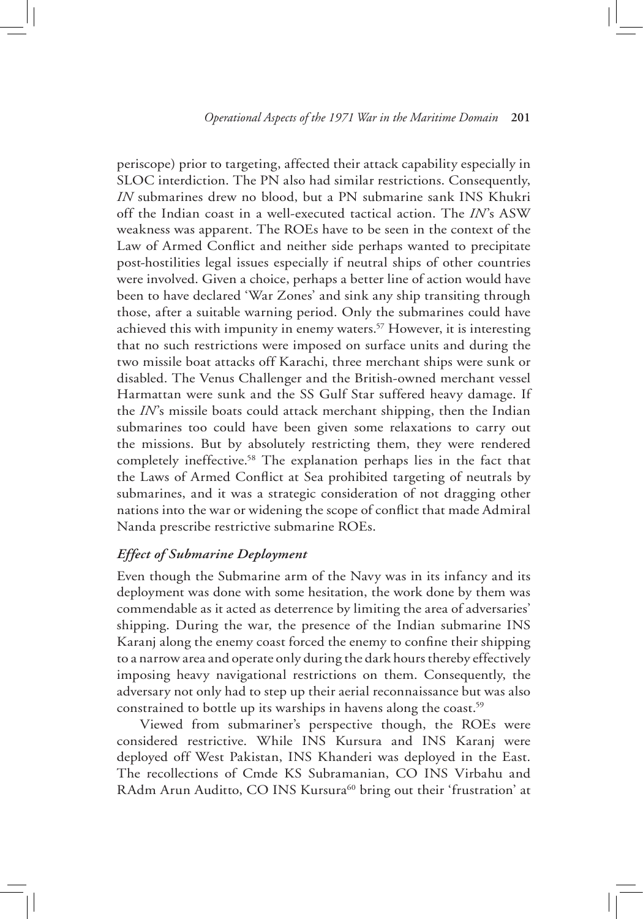periscope) prior to targeting, affected their attack capability especially in SLOC interdiction. The PN also had similar restrictions. Consequently, *IN* submarines drew no blood, but a PN submarine sank INS Khukri off the Indian coast in a well-executed tactical action. The *IN*'s ASW weakness was apparent. The ROEs have to be seen in the context of the Law of Armed Conflict and neither side perhaps wanted to precipitate post-hostilities legal issues especially if neutral ships of other countries were involved. Given a choice, perhaps a better line of action would have been to have declared 'War Zones' and sink any ship transiting through those, after a suitable warning period. Only the submarines could have achieved this with impunity in enemy waters.[57] However, it is interesting that no such restrictions were imposed on surface units and during the two missile boat attacks off Karachi, three merchant ships were sunk or disabled. The Venus Challenger and the British-owned merchant vessel Harmattan were sunk and the SS Gulf Star suffered heavy damage. If the *IN*'s missile boats could attack merchant shipping, then the Indian submarines too could have been given some relaxations to carry out the missions. But by absolutely restricting them, they were rendered completely ineffective.[58] The explanation perhaps lies in the fact that the Laws of Armed Conflict at Sea prohibited targeting of neutrals by submarines, and it was a strategic consideration of not dragging other nations into the war or widening the scope of conflict that made Admiral Nanda prescribe restrictive submarine ROEs.

### *Effect of Submarine Deployment*

Even though the Submarine arm of the Navy was in its infancy and its deployment was done with some hesitation, the work done by them was commendable as it acted as deterrence by limiting the area of adversaries' shipping. During the war, the presence of the Indian submarine INS Karanj along the enemy coast forced the enemy to confine their shipping to a narrow area and operate only during the dark hours thereby effectively imposing heavy navigational restrictions on them. Consequently, the adversary not only had to step up their aerial reconnaissance but was also constrained to bottle up its warships in havens along the coast.[59]

Viewed from submariner's perspective though, the ROEs were considered restrictive. While INS Kursura and INS Karanj were deployed off West Pakistan, INS Khanderi was deployed in the East. The recollections of Cmde KS Subramanian, CO INS Virbahu and RAdm Arun Auditto, CO INS Kursura[60] bring out their 'frustration' at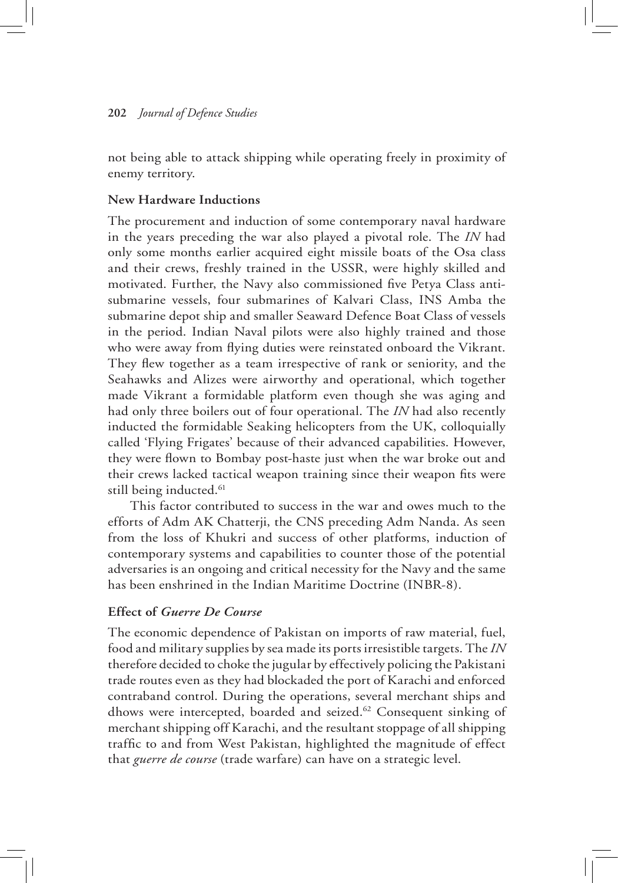not being able to attack shipping while operating freely in proximity of enemy territory.

### New Hardware Inductions

The procurement and induction of some contemporary naval hardware in the years preceding the war also played a pivotal role. The *IN* had only some months earlier acquired eight missile boats of the Osa class and their crews, freshly trained in the USSR, were highly skilled and motivated. Further, the Navy also commissioned five Petya Class anti-submarine vessels, four submarines of Kalvari Class, INS Amba the submarine depot ship and smaller Seaward Defence Boat Class of vessels in the period. Indian Naval pilots were also highly trained and those who were away from flying duties were reinstated onboard the Vikrant. They flew together as a team irrespective of rank or seniority, and the Seahawks and Alizes were airworthy and operational, which together made Vikrant a formidable platform even though she was aging and had only three boilers out of four operational. The *IN* had also recently inducted the formidable Seaking helicopters from the UK, colloquially called 'Flying Frigates' because of their advanced capabilities. However, they were flown to Bombay post-haste just when the war broke out and their crews lacked tactical weapon training since their weapon fits were still being inducted.[61]

This factor contributed to success in the war and owes much to the efforts of Adm AK Chatterji, the CNS preceding Adm Nanda. As seen from the loss of Khukri and success of other platforms, induction of contemporary systems and capabilities to counter those of the potential adversaries is an ongoing and critical necessity for the Navy and the same has been enshrined in the Indian Maritime Doctrine (INBR-8).

### Effect of *Guerre De Course*

The economic dependence of Pakistan on imports of raw material, fuel, food and military supplies by sea made its ports irresistible targets. The *IN* therefore decided to choke the jugular by effectively policing the Pakistani trade routes even as they had blockaded the port of Karachi and enforced contraband control. During the operations, several merchant ships and dhows were intercepted, boarded and seized.[62] Consequent sinking of merchant shipping off Karachi, and the resultant stoppage of all shipping traffic to and from West Pakistan, highlighted the magnitude of effect that *guerre de course* (trade warfare) can have on a strategic level.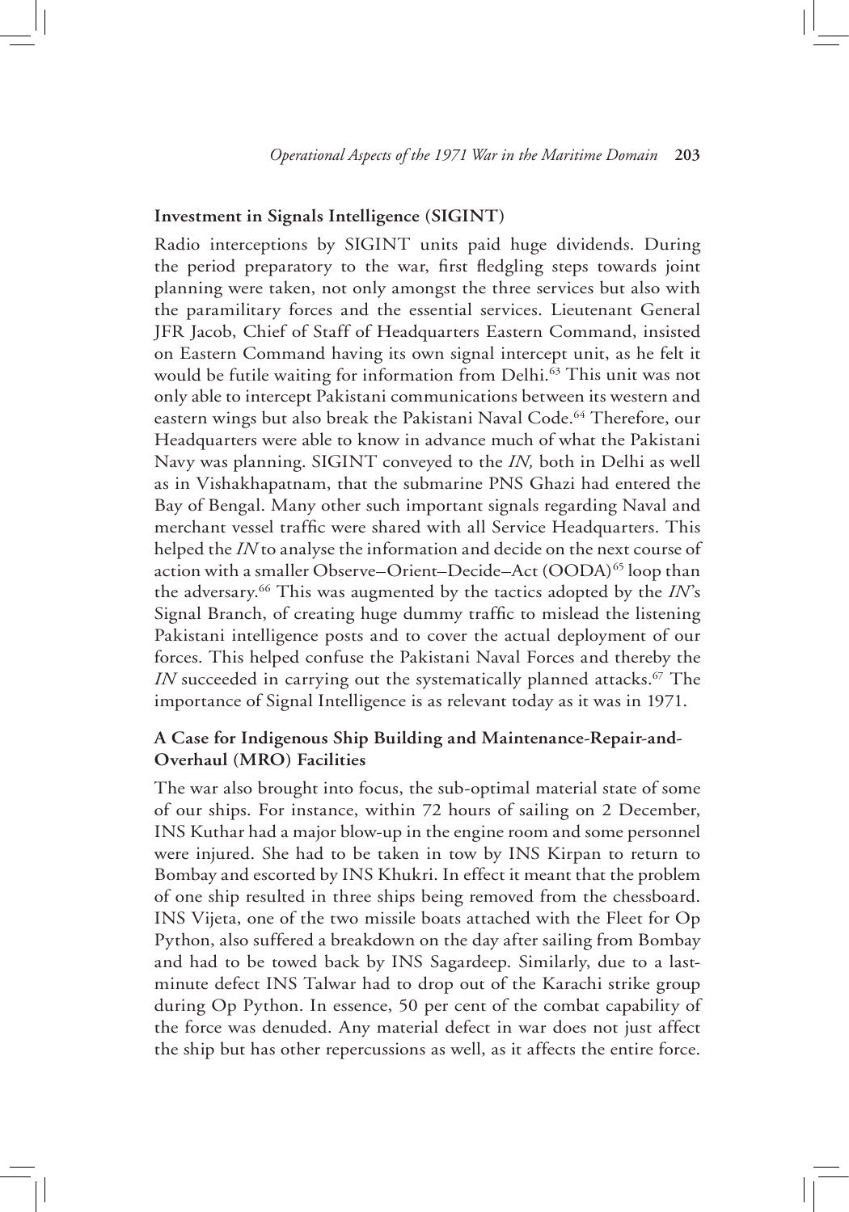### Investment in Signals Intelligence (SIGINT)

Radio interceptions by SIGINT units paid huge dividends. During the period preparatory to the war, first fledgling steps towards joint planning were taken, not only amongst the three services but also with the paramilitary forces and the essential services. Lieutenant General JFR Jacob, Chief of Staff of Headquarters Eastern Command, insisted on Eastern Command having its own signal intercept unit, as he felt it would be futile waiting for information from Delhi.[63] This unit was not only able to intercept Pakistani communications between its western and eastern wings but also break the Pakistani Naval Code.[64] Therefore, our Headquarters were able to know in advance much of what the Pakistani Navy was planning. SIGINT conveyed to the *IN,* both in Delhi as well as in Vishakhapatnam, that the submarine PNS Ghazi had entered the Bay of Bengal. Many other such important signals regarding Naval and merchant vessel traffic were shared with all Service Headquarters. This helped the *IN* to analyse the information and decide on the next course of action with a smaller Observe–Orient–Decide–Act (OODA)[65] loop than the adversary.[66] This was augmented by the tactics adopted by the *IN*'s Signal Branch, of creating huge dummy traffic to mislead the listening Pakistani intelligence posts and to cover the actual deployment of our forces. This helped confuse the Pakistani Naval Forces and thereby the *IN* succeeded in carrying out the systematically planned attacks.[67] The importance of Signal Intelligence is as relevant today as it was in 1971.

### A Case for Indigenous Ship Building and Maintenance-Repair-and-Overhaul (MRO) Facilities

The war also brought into focus, the sub-optimal material state of some of our ships. For instance, within 72 hours of sailing on 2 December, INS Kuthar had a major blow-up in the engine room and some personnel were injured. She had to be taken in tow by INS Kirpan to return to Bombay and escorted by INS Khukri. In effect it meant that the problem of one ship resulted in three ships being removed from the chessboard. INS Vijeta, one of the two missile boats attached with the Fleet for Op Python, also suffered a breakdown on the day after sailing from Bombay and had to be towed back by INS Sagardeep. Similarly, due to a last-minute defect INS Talwar had to drop out of the Karachi strike group during Op Python. In essence, 50 per cent of the combat capability of the force was denuded. Any material defect in war does not just affect the ship but has other repercussions as well, as it affects the entire force.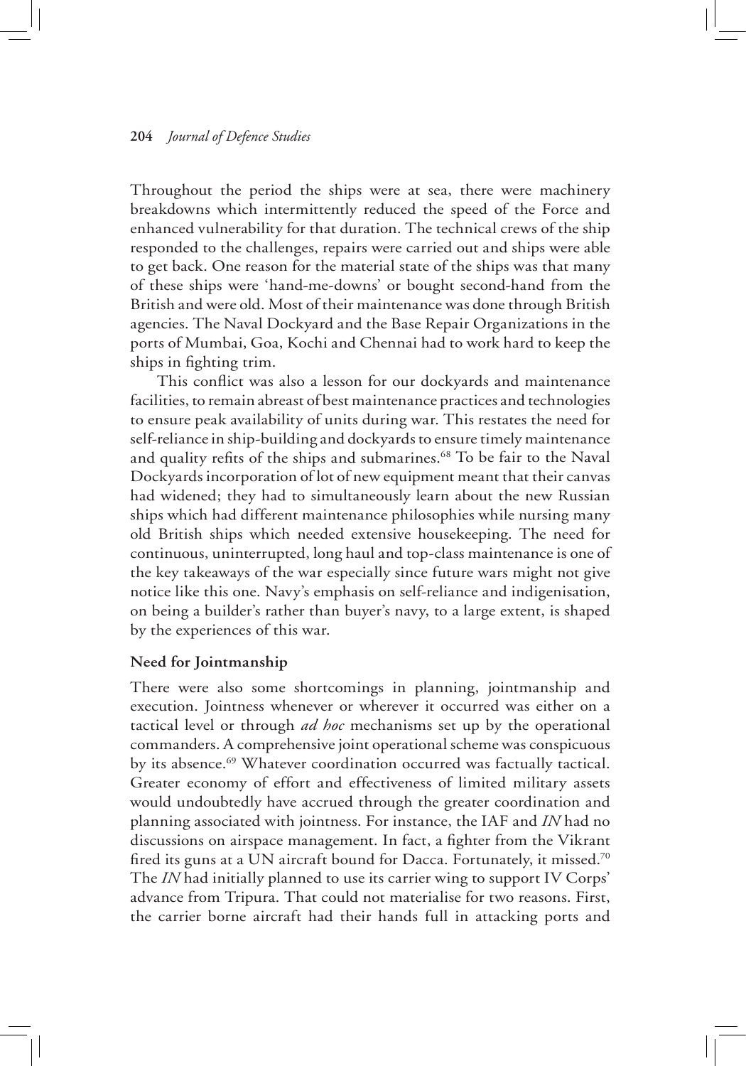Throughout the period the ships were at sea, there were machinery breakdowns which intermittently reduced the speed of the Force and enhanced vulnerability for that duration. The technical crews of the ship responded to the challenges, repairs were carried out and ships were able to get back. One reason for the material state of the ships was that many of these ships were 'hand-me-downs' or bought second-hand from the British and were old. Most of their maintenance was done through British agencies. The Naval Dockyard and the Base Repair Organizations in the ports of Mumbai, Goa, Kochi and Chennai had to work hard to keep the ships in fighting trim.

This conflict was also a lesson for our dockyards and maintenance facilities, to remain abreast of best maintenance practices and technologies to ensure peak availability of units during war. This restates the need for self-reliance in ship-building and dockyards to ensure timely maintenance and quality refits of the ships and submarines.[68] To be fair to the Naval Dockyards incorporation of lot of new equipment meant that their canvas had widened; they had to simultaneously learn about the new Russian ships which had different maintenance philosophies while nursing many old British ships which needed extensive housekeeping. The need for continuous, uninterrupted, long haul and top-class maintenance is one of the key takeaways of the war especially since future wars might not give notice like this one. Navy's emphasis on self-reliance and indigenisation, on being a builder's rather than buyer's navy, to a large extent, is shaped by the experiences of this war.

**Need for Jointmanship**

There were also some shortcomings in planning, jointmanship and execution. Jointness whenever or wherever it occurred was either on a tactical level or through *ad hoc* mechanisms set up by the operational commanders. A comprehensive joint operational scheme was conspicuous by its absence.[69] Whatever coordination occurred was factually tactical. Greater economy of effort and effectiveness of limited military assets would undoubtedly have accrued through the greater coordination and planning associated with jointness. For instance, the IAF and *IN* had no discussions on airspace management. In fact, a fighter from the Vikrant fired its guns at a UN aircraft bound for Dacca. Fortunately, it missed.[70] The *IN* had initially planned to use its carrier wing to support IV Corps' advance from Tripura. That could not materialise for two reasons. First, the carrier borne aircraft had their hands full in attacking ports and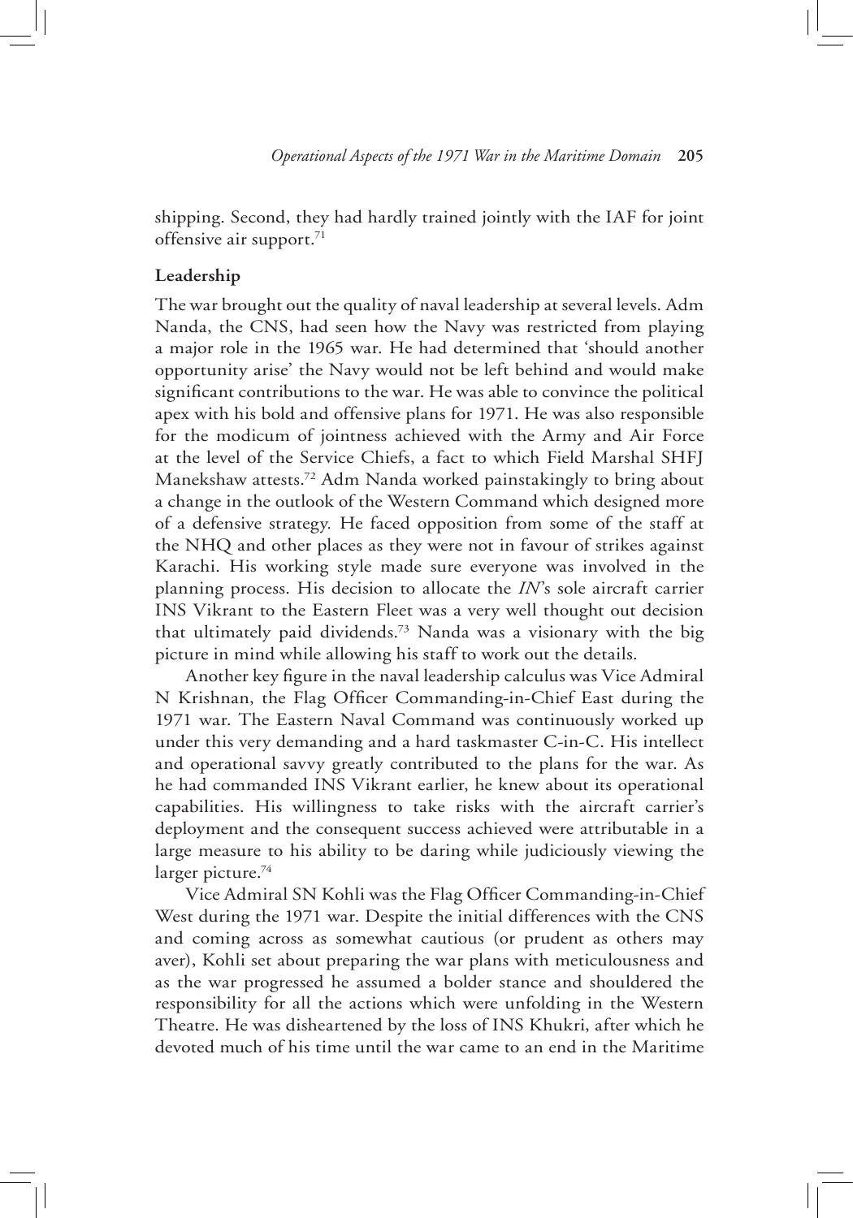shipping. Second, they had hardly trained jointly with the IAF for joint offensive air support.[71]

**Leadership**

The war brought out the quality of naval leadership at several levels. Adm Nanda, the CNS, had seen how the Navy was restricted from playing a major role in the 1965 war. He had determined that 'should another opportunity arise' the Navy would not be left behind and would make significant contributions to the war. He was able to convince the political apex with his bold and offensive plans for 1971. He was also responsible for the modicum of jointness achieved with the Army and Air Force at the level of the Service Chiefs, a fact to which Field Marshal SHFJ Manekshaw attests.[72] Adm Nanda worked painstakingly to bring about a change in the outlook of the Western Command which designed more of a defensive strategy. He faced opposition from some of the staff at the NHQ and other places as they were not in favour of strikes against Karachi. His working style made sure everyone was involved in the planning process. His decision to allocate the *IN*'s sole aircraft carrier INS Vikrant to the Eastern Fleet was a very well thought out decision that ultimately paid dividends.[73] Nanda was a visionary with the big picture in mind while allowing his staff to work out the details.

Another key figure in the naval leadership calculus was Vice Admiral N Krishnan, the Flag Officer Commanding-in-Chief East during the 1971 war. The Eastern Naval Command was continuously worked up under this very demanding and a hard taskmaster C-in-C. His intellect and operational savvy greatly contributed to the plans for the war. As he had commanded INS Vikrant earlier, he knew about its operational capabilities. His willingness to take risks with the aircraft carrier's deployment and the consequent success achieved were attributable in a large measure to his ability to be daring while judiciously viewing the larger picture.[74]

Vice Admiral SN Kohli was the Flag Officer Commanding-in-Chief West during the 1971 war. Despite the initial differences with the CNS and coming across as somewhat cautious (or prudent as others may aver), Kohli set about preparing the war plans with meticulousness and as the war progressed he assumed a bolder stance and shouldered the responsibility for all the actions which were unfolding in the Western Theatre. He was disheartened by the loss of INS Khukri, after which he devoted much of his time until the war came to an end in the Maritime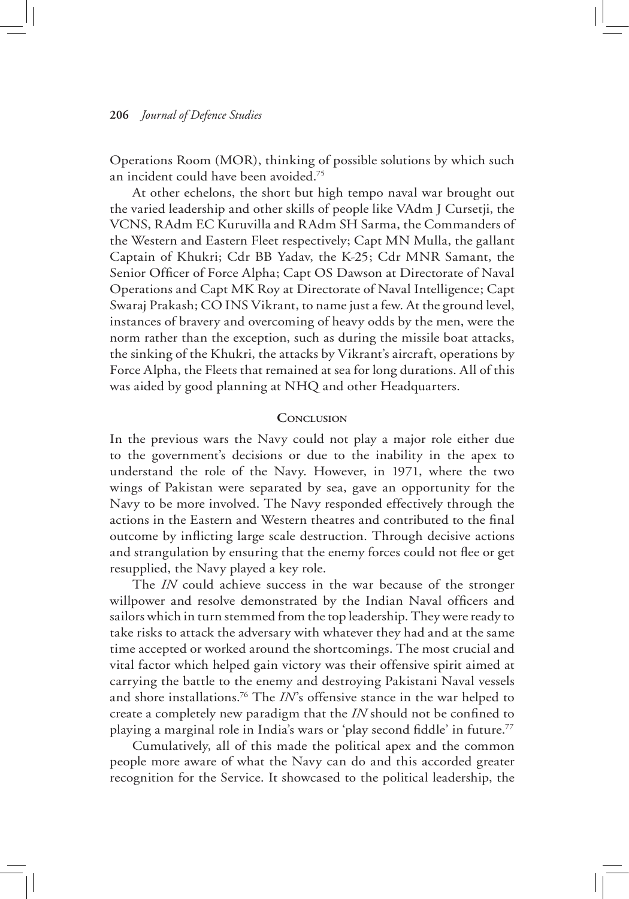Operations Room (MOR), thinking of possible solutions by which such an incident could have been avoided.[75]

At other echelons, the short but high tempo naval war brought out the varied leadership and other skills of people like VAdm J Cursetji, the VCNS, RAdm EC Kuruvilla and RAdm SH Sarma, the Commanders of the Western and Eastern Fleet respectively; Capt MN Mulla, the gallant Captain of Khukri; Cdr BB Yadav, the K-25; Cdr MNR Samant, the Senior Officer of Force Alpha; Capt OS Dawson at Directorate of Naval Operations and Capt MK Roy at Directorate of Naval Intelligence; Capt Swaraj Prakash; CO INS Vikrant, to name just a few. At the ground level, instances of bravery and overcoming of heavy odds by the men, were the norm rather than the exception, such as during the missile boat attacks, the sinking of the Khukri, the attacks by Vikrant's aircraft, operations by Force Alpha, the Fleets that remained at sea for long durations. All of this was aided by good planning at NHQ and other Headquarters.

## Conclusion

In the previous wars the Navy could not play a major role either due to the government's decisions or due to the inability in the apex to understand the role of the Navy. However, in 1971, where the two wings of Pakistan were separated by sea, gave an opportunity for the Navy to be more involved. The Navy responded effectively through the actions in the Eastern and Western theatres and contributed to the final outcome by inflicting large scale destruction. Through decisive actions and strangulation by ensuring that the enemy forces could not flee or get resupplied, the Navy played a key role.

The *IN* could achieve success in the war because of the stronger willpower and resolve demonstrated by the Indian Naval officers and sailors which in turn stemmed from the top leadership. They were ready to take risks to attack the adversary with whatever they had and at the same time accepted or worked around the shortcomings. The most crucial and vital factor which helped gain victory was their offensive spirit aimed at carrying the battle to the enemy and destroying Pakistani Naval vessels and shore installations.[76] The *IN*'s offensive stance in the war helped to create a completely new paradigm that the *IN* should not be confined to playing a marginal role in India's wars or 'play second fiddle' in future.[77]

Cumulatively, all of this made the political apex and the common people more aware of what the Navy can do and this accorded greater recognition for the Service. It showcased to the political leadership, the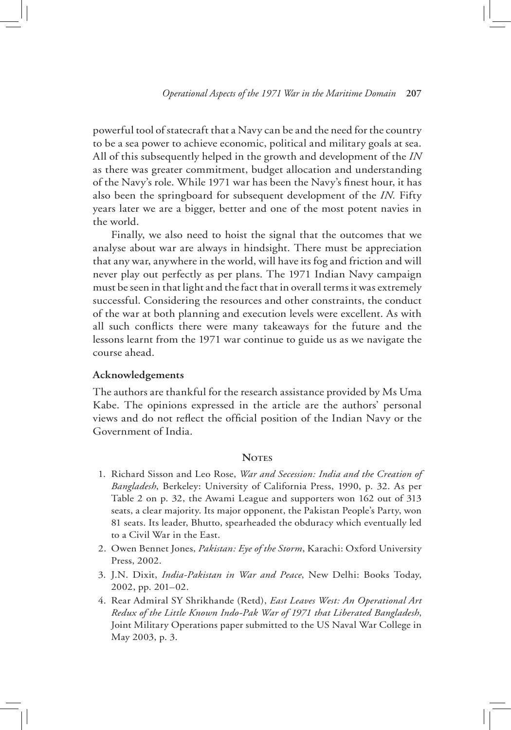powerful tool of statecraft that a Navy can be and the need for the country to be a sea power to achieve economic, political and military goals at sea. All of this subsequently helped in the growth and development of the *IN* as there was greater commitment, budget allocation and understanding of the Navy's role. While 1971 war has been the Navy's finest hour, it has also been the springboard for subsequent development of the *IN.* Fifty years later we are a bigger, better and one of the most potent navies in the world.

Finally, we also need to hoist the signal that the outcomes that we analyse about war are always in hindsight. There must be appreciation that any war, anywhere in the world, will have its fog and friction and will never play out perfectly as per plans. The 1971 Indian Navy campaign must be seen in that light and the fact that in overall terms it was extremely successful. Considering the resources and other constraints, the conduct of the war at both planning and execution levels were excellent. As with all such conflicts there were many takeaways for the future and the lessons learnt from the 1971 war continue to guide us as we navigate the course ahead.

**Acknowledgements**

The authors are thankful for the research assistance provided by Ms Uma Kabe. The opinions expressed in the article are the authors' personal views and do not reflect the official position of the Indian Navy or the Government of India.

## Notes

1. Richard Sisson and Leo Rose, *War and Secession: India and the Creation of Bangladesh*, Berkeley: University of California Press, 1990, p. 32. As per Table 2 on p. 32, the Awami League and supporters won 162 out of 313 seats, a clear majority. Its major opponent, the Pakistan People's Party, won 81 seats. Its leader, Bhutto, spearheaded the obduracy which eventually led to a Civil War in the East.
2. Owen Bennet Jones, *Pakistan: Eye of the Storm*, Karachi: Oxford University Press, 2002.
3. J.N. Dixit, *India-Pakistan in War and Peace*, New Delhi: Books Today, 2002, pp. 201–02.
4. Rear Admiral SY Shrikhande (Retd), *East Leaves West: An Operational Art Redux of the Little Known Indo-Pak War of 1971 that Liberated Bangladesh*, Joint Military Operations paper submitted to the US Naval War College in May 2003, p. 3.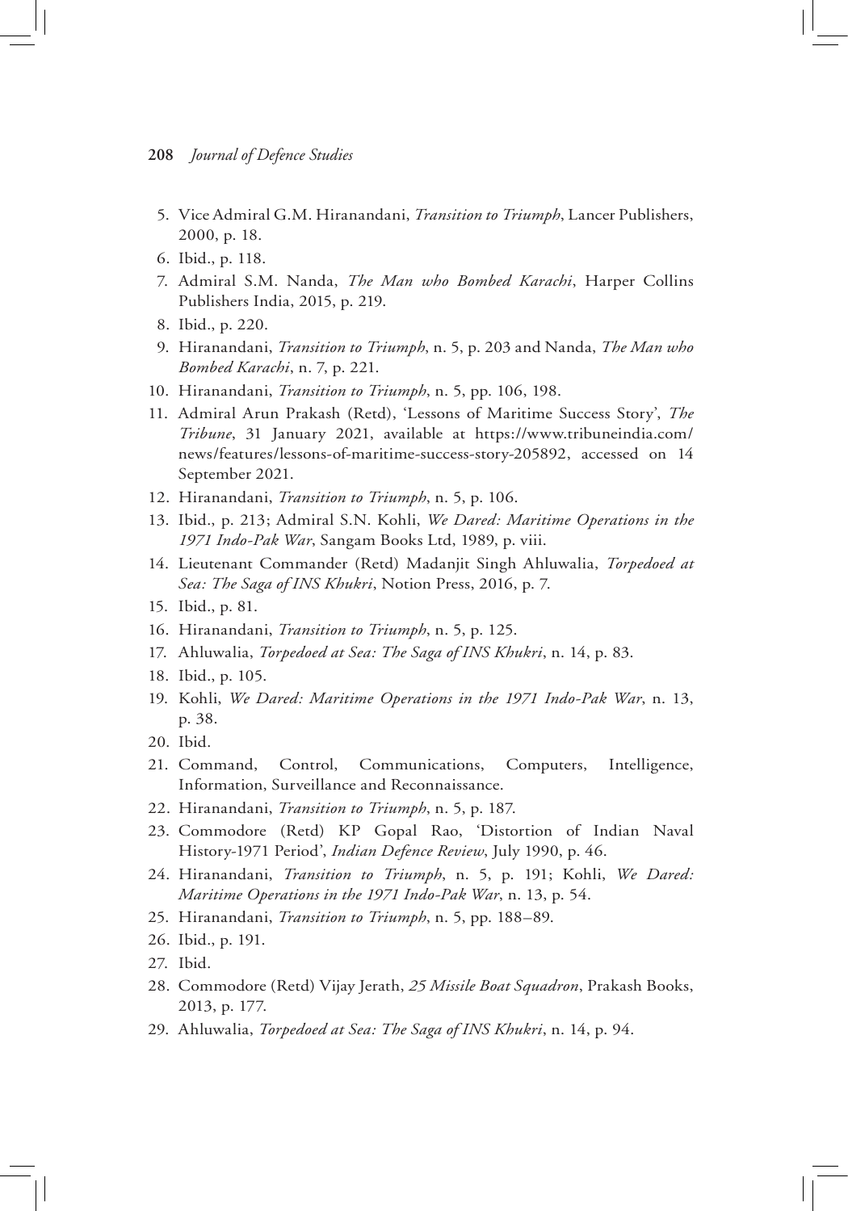5. Vice Admiral G.M. Hiranandani, *Transition to Triumph*, Lancer Publishers, 2000, p. 18.
6. Ibid., p. 118.
7. Admiral S.M. Nanda, *The Man who Bombed Karachi*, Harper Collins Publishers India, 2015, p. 219.
8. Ibid., p. 220.
9. Hiranandani, *Transition to Triumph*, n. 5, p. 203 and Nanda, *The Man who Bombed Karachi*, n. 7, p. 221.
10. Hiranandani, *Transition to Triumph*, n. 5, pp. 106, 198.
11. Admiral Arun Prakash (Retd), 'Lessons of Maritime Success Story', *The Tribune*, 31 January 2021, available at https://www.tribuneindia.com/news/features/lessons-of-maritime-success-story-205892, accessed on 14 September 2021.
12. Hiranandani, *Transition to Triumph*, n. 5, p. 106.
13. Ibid., p. 213; Admiral S.N. Kohli, *We Dared: Maritime Operations in the 1971 Indo-Pak War*, Sangam Books Ltd, 1989, p. viii.
14. Lieutenant Commander (Retd) Madanjit Singh Ahluwalia, *Torpedoed at Sea: The Saga of INS Khukri*, Notion Press, 2016, p. 7.
15. Ibid., p. 81.
16. Hiranandani, *Transition to Triumph*, n. 5, p. 125.
17. Ahluwalia, *Torpedoed at Sea: The Saga of INS Khukri*, n. 14, p. 83.
18. Ibid., p. 105.
19. Kohli, *We Dared: Maritime Operations in the 1971 Indo-Pak War*, n. 13, p. 38.
20. Ibid.
21. Command, Control, Communications, Computers, Intelligence, Information, Surveillance and Reconnaissance.
22. Hiranandani, *Transition to Triumph*, n. 5, p. 187.
23. Commodore (Retd) KP Gopal Rao, 'Distortion of Indian Naval History-1971 Period', *Indian Defence Review*, July 1990, p. 46.
24. Hiranandani, *Transition to Triumph*, n. 5, p. 191; Kohli, *We Dared: Maritime Operations in the 1971 Indo-Pak War*, n. 13, p. 54.
25. Hiranandani, *Transition to Triumph*, n. 5, pp. 188–89.
26. Ibid., p. 191.
27. Ibid.
28. Commodore (Retd) Vijay Jerath, *25 Missile Boat Squadron*, Prakash Books, 2013, p. 177.
29. Ahluwalia, *Torpedoed at Sea: The Saga of INS Khukri*, n. 14, p. 94.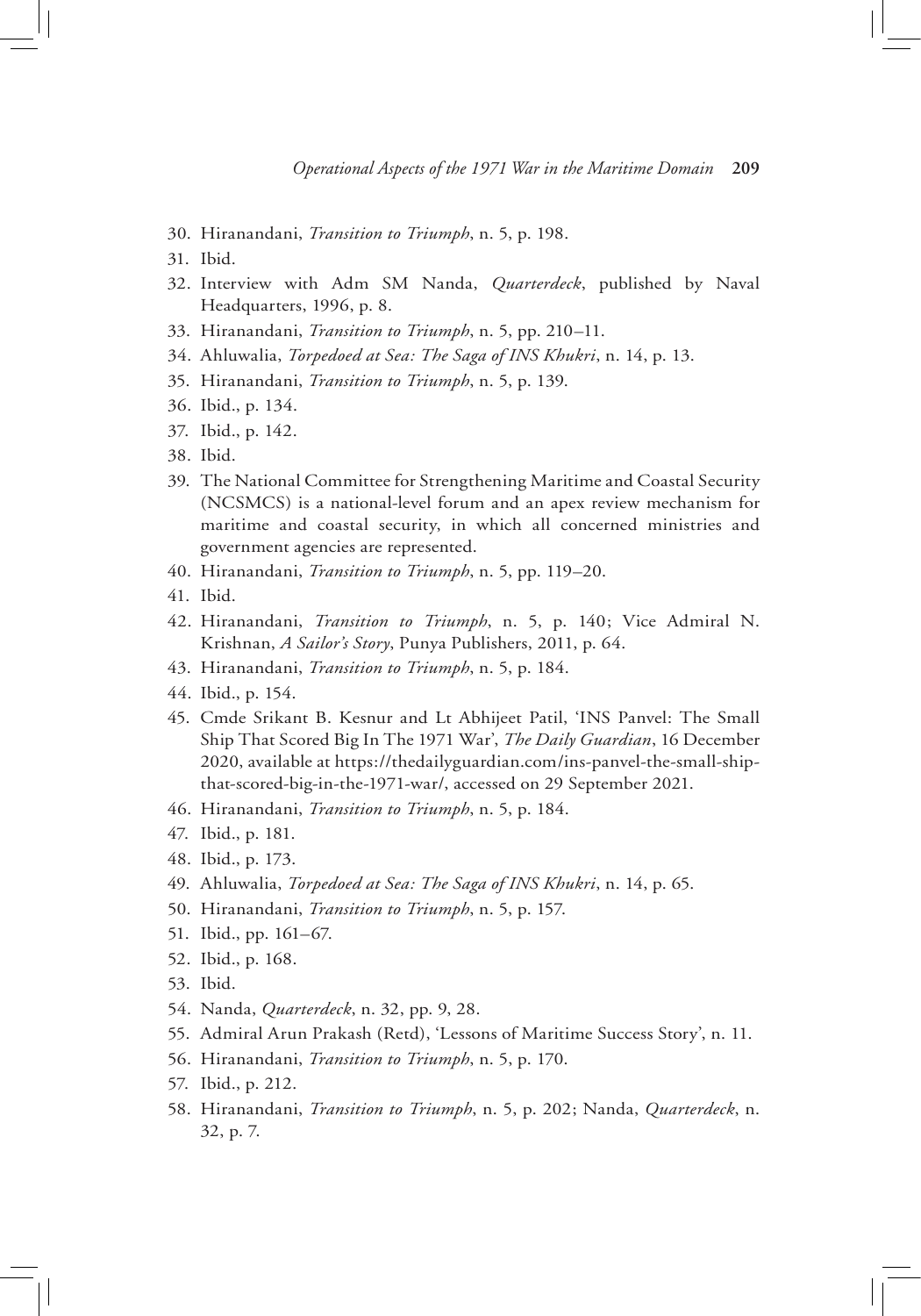30. Hiranandani, *Transition to Triumph*, n. 5, p. 198.
31. Ibid.
32. Interview with Adm SM Nanda, *Quarterdeck*, published by Naval Headquarters, 1996, p. 8.
33. Hiranandani, *Transition to Triumph*, n. 5, pp. 210–11.
34. Ahluwalia, *Torpedoed at Sea: The Saga of INS Khukri*, n. 14, p. 13.
35. Hiranandani, *Transition to Triumph*, n. 5, p. 139.
36. Ibid., p. 134.
37. Ibid., p. 142.
38. Ibid.
39. The National Committee for Strengthening Maritime and Coastal Security (NCSMCS) is a national-level forum and an apex review mechanism for maritime and coastal security, in which all concerned ministries and government agencies are represented.
40. Hiranandani, *Transition to Triumph*, n. 5, pp. 119–20.
41. Ibid.
42. Hiranandani, *Transition to Triumph*, n. 5, p. 140; Vice Admiral N. Krishnan, *A Sailor's Story*, Punya Publishers, 2011, p. 64.
43. Hiranandani, *Transition to Triumph*, n. 5, p. 184.
44. Ibid., p. 154.
45. Cmde Srikant B. Kesnur and Lt Abhijeet Patil, 'INS Panvel: The Small Ship That Scored Big In The 1971 War', *The Daily Guardian*, 16 December 2020, available at https://thedailyguardian.com/ins-panvel-the-small-ship-that-scored-big-in-the-1971-war/, accessed on 29 September 2021.
46. Hiranandani, *Transition to Triumph*, n. 5, p. 184.
47. Ibid., p. 181.
48. Ibid., p. 173.
49. Ahluwalia, *Torpedoed at Sea: The Saga of INS Khukri*, n. 14, p. 65.
50. Hiranandani, *Transition to Triumph*, n. 5, p. 157.
51. Ibid., pp. 161–67.
52. Ibid., p. 168.
53. Ibid.
54. Nanda, *Quarterdeck*, n. 32, pp. 9, 28.
55. Admiral Arun Prakash (Retd), 'Lessons of Maritime Success Story', n. 11.
56. Hiranandani, *Transition to Triumph*, n. 5, p. 170.
57. Ibid., p. 212.
58. Hiranandani, *Transition to Triumph*, n. 5, p. 202; Nanda, *Quarterdeck*, n. 32, p. 7.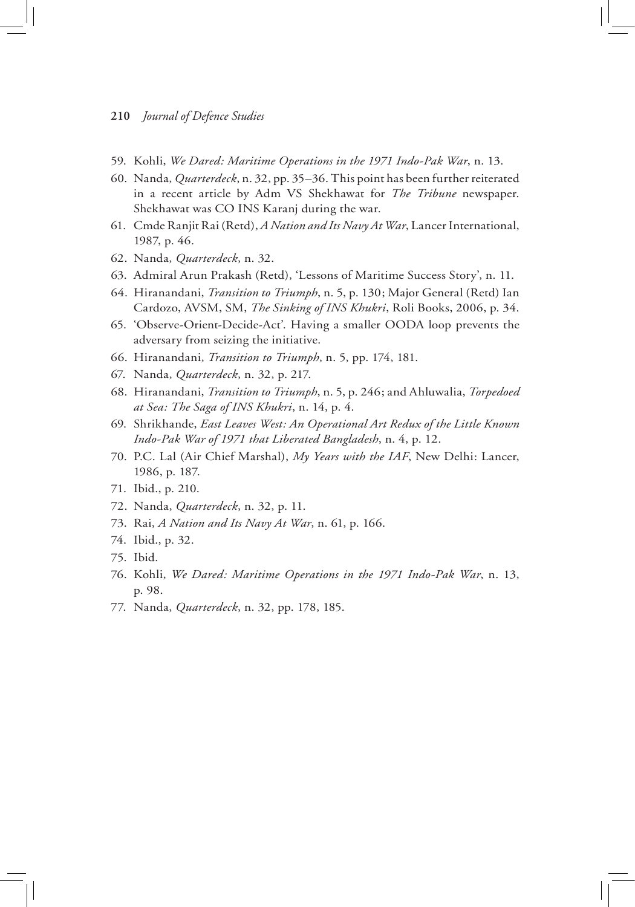59. Kohli, *We Dared: Maritime Operations in the 1971 Indo-Pak War*, n. 13.
60. Nanda, *Quarterdeck*, n. 32, pp. 35–36. This point has been further reiterated in a recent article by Adm VS Shekhawat for *The Tribune* newspaper. Shekhawat was CO INS Karanj during the war.
61. Cmde Ranjit Rai (Retd), *A Nation and Its Navy At War*, Lancer International, 1987, p. 46.
62. Nanda, *Quarterdeck*, n. 32.
63. Admiral Arun Prakash (Retd), 'Lessons of Maritime Success Story', n. 11.
64. Hiranandani, *Transition to Triumph*, n. 5, p. 130; Major General (Retd) Ian Cardozo, AVSM, SM, *The Sinking of INS Khukri*, Roli Books, 2006, p. 34.
65. 'Observe-Orient-Decide-Act'. Having a smaller OODA loop prevents the adversary from seizing the initiative.
66. Hiranandani, *Transition to Triumph*, n. 5, pp. 174, 181.
67. Nanda, *Quarterdeck*, n. 32, p. 217.
68. Hiranandani, *Transition to Triumph*, n. 5, p. 246; and Ahluwalia, *Torpedoed at Sea: The Saga of INS Khukri*, n. 14, p. 4.
69. Shrikhande, *East Leaves West: An Operational Art Redux of the Little Known Indo-Pak War of 1971 that Liberated Bangladesh*, n. 4, p. 12.
70. P.C. Lal (Air Chief Marshal), *My Years with the IAF*, New Delhi: Lancer, 1986, p. 187.
71. Ibid., p. 210.
72. Nanda, *Quarterdeck*, n. 32, p. 11.
73. Rai, *A Nation and Its Navy At War*, n. 61, p. 166.
74. Ibid., p. 32.
75. Ibid.
76. Kohli, *We Dared: Maritime Operations in the 1971 Indo-Pak War*, n. 13, p. 98.
77. Nanda, *Quarterdeck*, n. 32, pp. 178, 185.